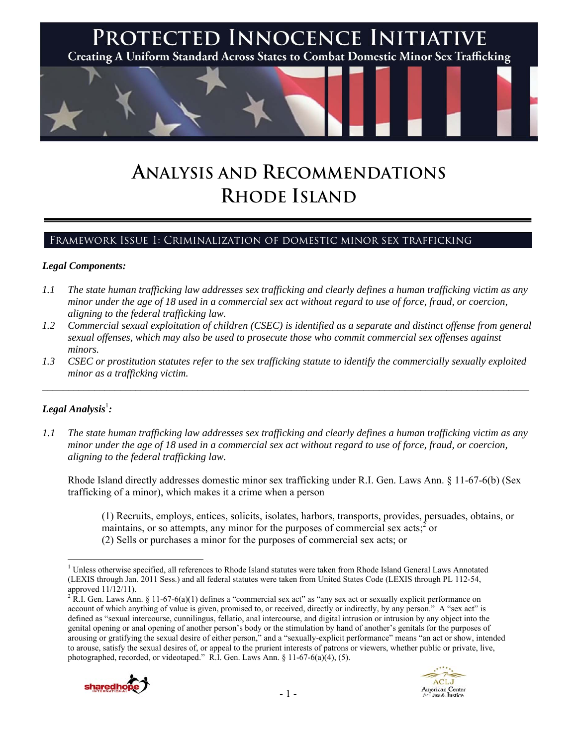# Protected Innocence Initiative

**Creating A Uniform Standard Across States to Combat Domestic Minor Sex Trafficking**

# Analysis and Recommendations
# Rhode Island

## Framework Issue 1: Criminalization of domestic minor sex trafficking

***Legal Components:***

*1.1 The state human trafficking law addresses sex trafficking and clearly defines a human trafficking victim as any minor under the age of 18 used in a commercial sex act without regard to use of force, fraud, or coercion, aligning to the federal trafficking law.*

*1.2 Commercial sexual exploitation of children (CSEC) is identified as a separate and distinct offense from general sexual offenses, which may also be used to prosecute those who commit commercial sex offenses against minors.*

*1.3 CSEC or prostitution statutes refer to the sex trafficking statute to identify the commercially sexually exploited minor as a trafficking victim.*

---

***Legal Analysis***[1]***:***

*1.1 The state human trafficking law addresses sex trafficking and clearly defines a human trafficking victim as any minor under the age of 18 used in a commercial sex act without regard to use of force, fraud, or coercion, aligning to the federal trafficking law.*

Rhode Island directly addresses domestic minor sex trafficking under R.I. Gen. Laws Ann. § 11-67-6(b) (Sex trafficking of a minor), which makes it a crime when a person

> (1) Recruits, employs, entices, solicits, isolates, harbors, transports, provides, persuades, obtains, or maintains, or so attempts, any minor for the purposes of commercial sex acts;[2] or
> (2) Sells or purchases a minor for the purposes of commercial sex acts; or

---

[1] Unless otherwise specified, all references to Rhode Island statutes were taken from Rhode Island General Laws Annotated (LEXIS through Jan. 2011 Sess.) and all federal statutes were taken from United States Code (LEXIS through PL 112-54, approved 11/12/11).

[2] R.I. Gen. Laws Ann. § 11-67-6(a)(1) defines a "commercial sex act" as "any sex act or sexually explicit performance on account of which anything of value is given, promised to, or received, directly or indirectly, by any person." A "sex act" is defined as "sexual intercourse, cunnilingus, fellatio, anal intercourse, and digital intrusion or intrusion by any object into the genital opening or anal opening of another person's body or the stimulation by hand of another's genitals for the purposes of arousing or gratifying the sexual desire of either person," and a "sexually-explicit performance" means "an act or show, intended to arouse, satisfy the sexual desires of, or appeal to the prurient interests of patrons or viewers, whether public or private, live, photographed, recorded, or videotaped." R.I. Gen. Laws Ann. § 11-67-6(a)(4), (5).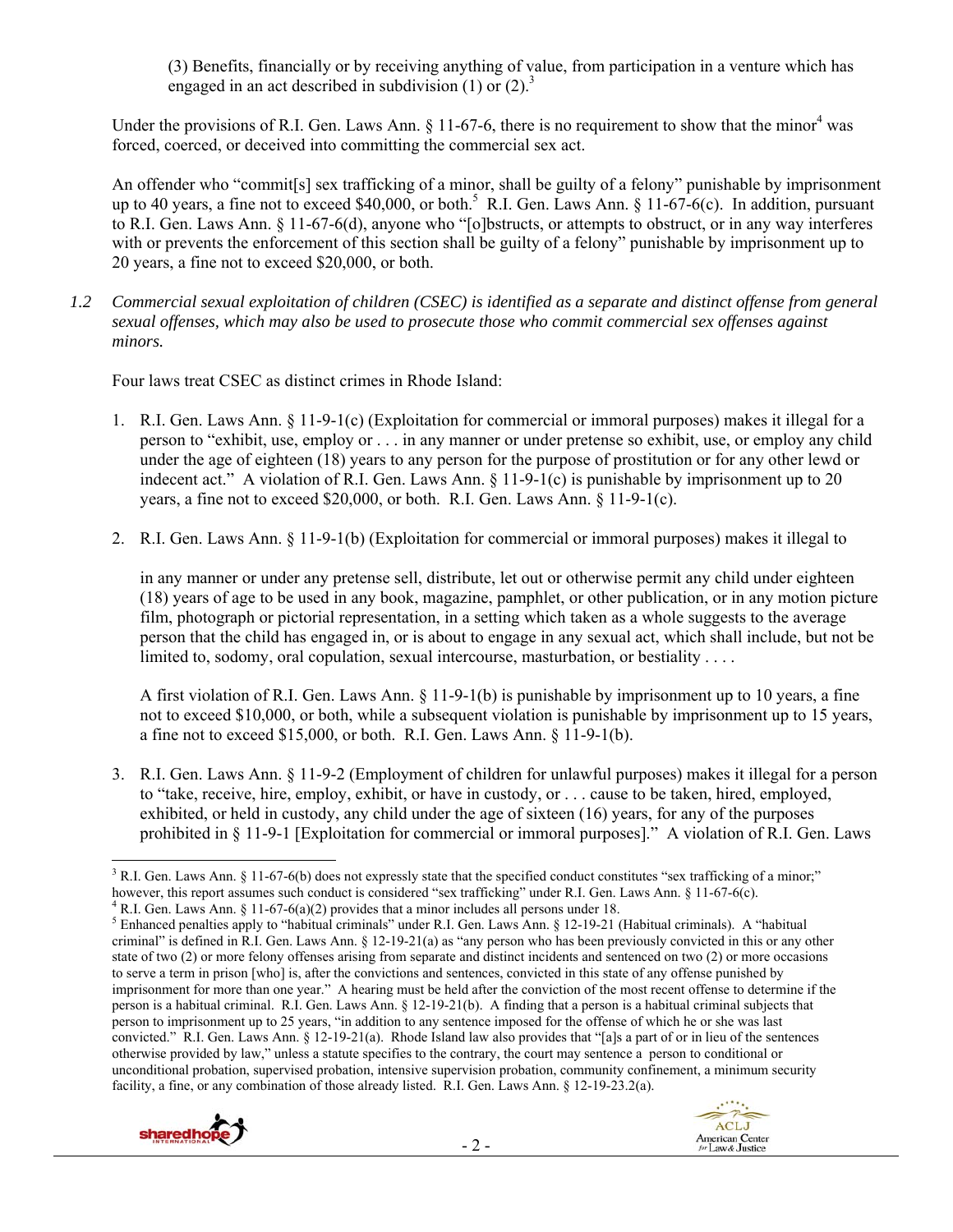(3) Benefits, financially or by receiving anything of value, from participation in a venture which has engaged in an act described in subdivision (1) or (2).[3]

Under the provisions of R.I. Gen. Laws Ann. § 11-67-6, there is no requirement to show that the minor[4] was forced, coerced, or deceived into committing the commercial sex act.

An offender who "commit[s] sex trafficking of a minor, shall be guilty of a felony" punishable by imprisonment up to 40 years, a fine not to exceed $40,000, or both.[5] R.I. Gen. Laws Ann. § 11-67-6(c). In addition, pursuant to R.I. Gen. Laws Ann. § 11-67-6(d), anyone who "[o]bstructs, or attempts to obstruct, or in any way interferes with or prevents the enforcement of this section shall be guilty of a felony" punishable by imprisonment up to 20 years, a fine not to exceed $20,000, or both.

*1.2 Commercial sexual exploitation of children (CSEC) is identified as a separate and distinct offense from general sexual offenses, which may also be used to prosecute those who commit commercial sex offenses against minors.*

Four laws treat CSEC as distinct crimes in Rhode Island:

1. R.I. Gen. Laws Ann. § 11-9-1(c) (Exploitation for commercial or immoral purposes) makes it illegal for a person to "exhibit, use, employ or . . . in any manner or under pretense so exhibit, use, or employ any child under the age of eighteen (18) years to any person for the purpose of prostitution or for any other lewd or indecent act." A violation of R.I. Gen. Laws Ann. § 11-9-1(c) is punishable by imprisonment up to 20 years, a fine not to exceed $20,000, or both. R.I. Gen. Laws Ann. § 11-9-1(c).

2. R.I. Gen. Laws Ann. § 11-9-1(b) (Exploitation for commercial or immoral purposes) makes it illegal to

   in any manner or under any pretense sell, distribute, let out or otherwise permit any child under eighteen (18) years of age to be used in any book, magazine, pamphlet, or other publication, or in any motion picture film, photograph or pictorial representation, in a setting which taken as a whole suggests to the average person that the child has engaged in, or is about to engage in any sexual act, which shall include, but not be limited to, sodomy, oral copulation, sexual intercourse, masturbation, or bestiality . . . .

   A first violation of R.I. Gen. Laws Ann. § 11-9-1(b) is punishable by imprisonment up to 10 years, a fine not to exceed $10,000, or both, while a subsequent violation is punishable by imprisonment up to 15 years, a fine not to exceed $15,000, or both. R.I. Gen. Laws Ann. § 11-9-1(b).

3. R.I. Gen. Laws Ann. § 11-9-2 (Employment of children for unlawful purposes) makes it illegal for a person to "take, receive, hire, employ, exhibit, or have in custody, or . . . cause to be taken, hired, employed, exhibited, or held in custody, any child under the age of sixteen (16) years, for any of the purposes prohibited in § 11-9-1 [Exploitation for commercial or immoral purposes]." A violation of R.I. Gen. Laws

---

[3] R.I. Gen. Laws Ann. § 11-67-6(b) does not expressly state that the specified conduct constitutes "sex trafficking of a minor;" however, this report assumes such conduct is considered "sex trafficking" under R.I. Gen. Laws Ann. § 11-67-6(c).

[4] R.I. Gen. Laws Ann. § 11-67-6(a)(2) provides that a minor includes all persons under 18.

[5] Enhanced penalties apply to "habitual criminals" under R.I. Gen. Laws Ann. § 12-19-21 (Habitual criminals). A "habitual criminal" is defined in R.I. Gen. Laws Ann. § 12-19-21(a) as "any person who has been previously convicted in this or any other state of two (2) or more felony offenses arising from separate and distinct incidents and sentenced on two (2) or more occasions to serve a term in prison [who] is, after the convictions and sentences, convicted in this state of any offense punished by imprisonment for more than one year." A hearing must be held after the conviction of the most recent offense to determine if the person is a habitual criminal. R.I. Gen. Laws Ann. § 12-19-21(b). A finding that a person is a habitual criminal subjects that person to imprisonment up to 25 years, "in addition to any sentence imposed for the offense of which he or she was last convicted." R.I. Gen. Laws Ann. § 12-19-21(a). Rhode Island law also provides that "[a]s a part of or in lieu of the sentences otherwise provided by law," unless a statute specifies to the contrary, the court may sentence a person to conditional or unconditional probation, supervised probation, intensive supervision probation, community confinement, a minimum security facility, a fine, or any combination of those already listed. R.I. Gen. Laws Ann. § 12-19-23.2(a).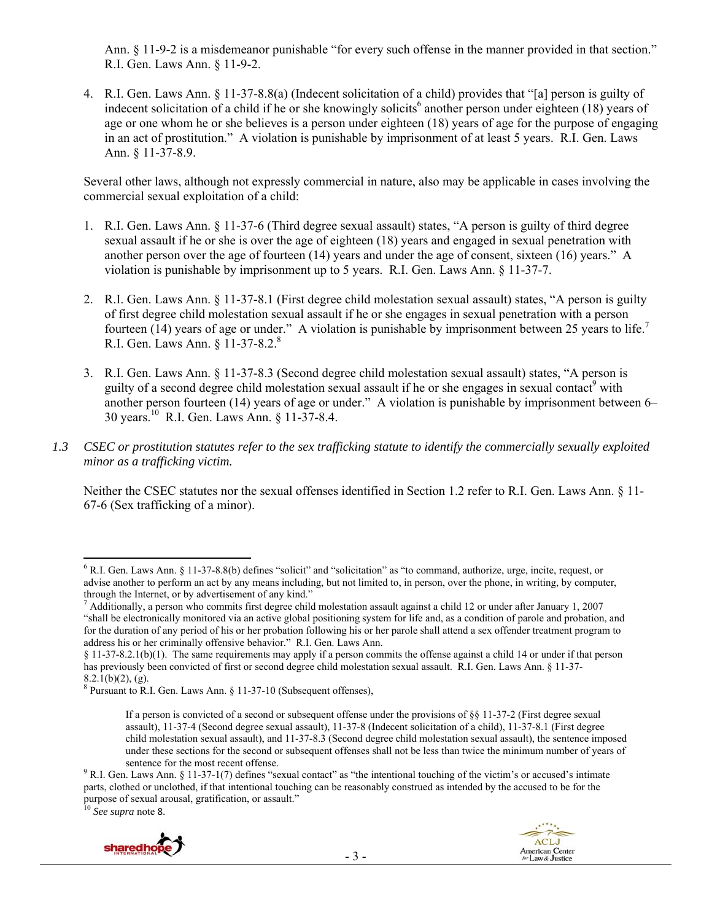Ann. § 11-9-2 is a misdemeanor punishable "for every such offense in the manner provided in that section." R.I. Gen. Laws Ann. § 11-9-2.

4. R.I. Gen. Laws Ann. § 11-37-8.8(a) (Indecent solicitation of a child) provides that "[a] person is guilty of indecent solicitation of a child if he or she knowingly solicits[6] another person under eighteen (18) years of age or one whom he or she believes is a person under eighteen (18) years of age for the purpose of engaging in an act of prostitution." A violation is punishable by imprisonment of at least 5 years. R.I. Gen. Laws Ann. § 11-37-8.9.

Several other laws, although not expressly commercial in nature, also may be applicable in cases involving the commercial sexual exploitation of a child:

1. R.I. Gen. Laws Ann. § 11-37-6 (Third degree sexual assault) states, "A person is guilty of third degree sexual assault if he or she is over the age of eighteen (18) years and engaged in sexual penetration with another person over the age of fourteen (14) years and under the age of consent, sixteen (16) years." A violation is punishable by imprisonment up to 5 years. R.I. Gen. Laws Ann. § 11-37-7.

2. R.I. Gen. Laws Ann. § 11-37-8.1 (First degree child molestation sexual assault) states, "A person is guilty of first degree child molestation sexual assault if he or she engages in sexual penetration with a person fourteen (14) years of age or under." A violation is punishable by imprisonment between 25 years to life.[7] R.I. Gen. Laws Ann. § 11-37-8.2.[8]

3. R.I. Gen. Laws Ann. § 11-37-8.3 (Second degree child molestation sexual assault) states, "A person is guilty of a second degree child molestation sexual assault if he or she engages in sexual contact[9] with another person fourteen (14) years of age or under." A violation is punishable by imprisonment between 6–30 years.[10] R.I. Gen. Laws Ann. § 11-37-8.4.

*1.3 CSEC or prostitution statutes refer to the sex trafficking statute to identify the commercially sexually exploited minor as a trafficking victim.*

Neither the CSEC statutes nor the sexual offenses identified in Section 1.2 refer to R.I. Gen. Laws Ann. § 11-67-6 (Sex trafficking of a minor).

---

[6] R.I. Gen. Laws Ann. § 11-37-8.8(b) defines "solicit" and "solicitation" as "to command, authorize, urge, incite, request, or advise another to perform an act by any means including, but not limited to, in person, over the phone, in writing, by computer, through the Internet, or by advertisement of any kind."

[7] Additionally, a person who commits first degree child molestation assault against a child 12 or under after January 1, 2007 "shall be electronically monitored via an active global positioning system for life and, as a condition of parole and probation, and for the duration of any period of his or her probation following his or her parole shall attend a sex offender treatment program to address his or her criminally offensive behavior." R.I. Gen. Laws Ann. § 11-37-8.2.1(b)(1). The same requirements may apply if a person commits the offense against a child 14 or under if that person has previously been convicted of first or second degree child molestation sexual assault. R.I. Gen. Laws Ann. § 11-37-8.2.1(b)(2), (g).

[8] Pursuant to R.I. Gen. Laws Ann. § 11-37-10 (Subsequent offenses),

> If a person is convicted of a second or subsequent offense under the provisions of §§ 11-37-2 (First degree sexual assault), 11-37-4 (Second degree sexual assault), 11-37-8 (Indecent solicitation of a child), 11-37-8.1 (First degree child molestation sexual assault), and 11-37-8.3 (Second degree child molestation sexual assault), the sentence imposed under these sections for the second or subsequent offenses shall not be less than twice the minimum number of years of sentence for the most recent offense.

[9] R.I. Gen. Laws Ann. § 11-37-1(7) defines "sexual contact" as "the intentional touching of the victim's or accused's intimate parts, clothed or unclothed, if that intentional touching can be reasonably construed as intended by the accused to be for the purpose of sexual arousal, gratification, or assault."

[10] *See supra* note 8.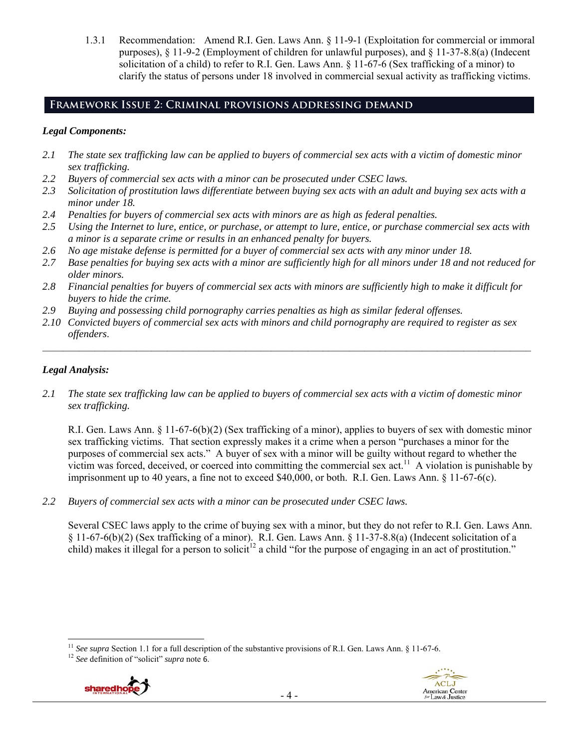1.3.1 Recommendation: Amend R.I. Gen. Laws Ann. § 11-9-1 (Exploitation for commercial or immoral purposes), § 11-9-2 (Employment of children for unlawful purposes), and § 11-37-8.8(a) (Indecent solicitation of a child) to refer to R.I. Gen. Laws Ann. § 11-67-6 (Sex trafficking of a minor) to clarify the status of persons under 18 involved in commercial sexual activity as trafficking victims.

## Framework Issue 2: Criminal provisions addressing demand

### *Legal Components:*

*2.1 The state sex trafficking law can be applied to buyers of commercial sex acts with a victim of domestic minor sex trafficking.*

*2.2 Buyers of commercial sex acts with a minor can be prosecuted under CSEC laws.*

*2.3 Solicitation of prostitution laws differentiate between buying sex acts with an adult and buying sex acts with a minor under 18.*

*2.4 Penalties for buyers of commercial sex acts with minors are as high as federal penalties.*

*2.5 Using the Internet to lure, entice, or purchase, or attempt to lure, entice, or purchase commercial sex acts with a minor is a separate crime or results in an enhanced penalty for buyers.*

*2.6 No age mistake defense is permitted for a buyer of commercial sex acts with any minor under 18.*

*2.7 Base penalties for buying sex acts with a minor are sufficiently high for all minors under 18 and not reduced for older minors.*

*2.8 Financial penalties for buyers of commercial sex acts with minors are sufficiently high to make it difficult for buyers to hide the crime.*

*2.9 Buying and possessing child pornography carries penalties as high as similar federal offenses.*

*2.10 Convicted buyers of commercial sex acts with minors and child pornography are required to register as sex offenders.*

---

### *Legal Analysis:*

*2.1 The state sex trafficking law can be applied to buyers of commercial sex acts with a victim of domestic minor sex trafficking.*

R.I. Gen. Laws Ann. § 11-67-6(b)(2) (Sex trafficking of a minor), applies to buyers of sex with domestic minor sex trafficking victims. That section expressly makes it a crime when a person "purchases a minor for the purposes of commercial sex acts." A buyer of sex with a minor will be guilty without regard to whether the victim was forced, deceived, or coerced into committing the commercial sex act.[11] A violation is punishable by imprisonment up to 40 years, a fine not to exceed $40,000, or both. R.I. Gen. Laws Ann. § 11-67-6(c).

*2.2 Buyers of commercial sex acts with a minor can be prosecuted under CSEC laws.*

Several CSEC laws apply to the crime of buying sex with a minor, but they do not refer to R.I. Gen. Laws Ann. § 11-67-6(b)(2) (Sex trafficking of a minor). R.I. Gen. Laws Ann. § 11-37-8.8(a) (Indecent solicitation of a child) makes it illegal for a person to solicit[12] a child "for the purpose of engaging in an act of prostitution."

---

[11] *See supra* Section 1.1 for a full description of the substantive provisions of R.I. Gen. Laws Ann. § 11-67-6.

[12] *See* definition of "solicit" *supra* note 6.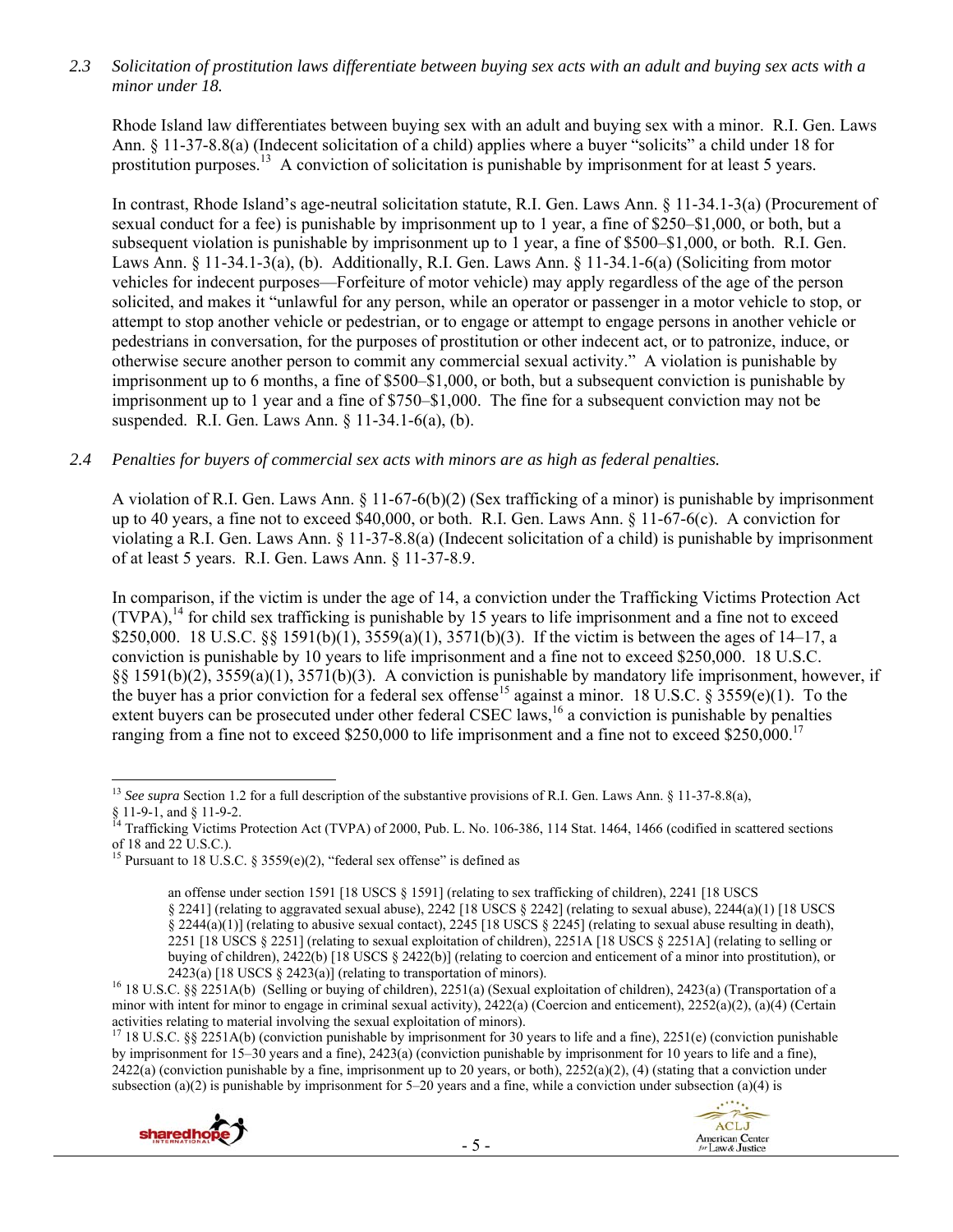*2.3 Solicitation of prostitution laws differentiate between buying sex acts with an adult and buying sex acts with a minor under 18.*

Rhode Island law differentiates between buying sex with an adult and buying sex with a minor. R.I. Gen. Laws Ann. § 11-37-8.8(a) (Indecent solicitation of a child) applies where a buyer "solicits" a child under 18 for prostitution purposes.[13] A conviction of solicitation is punishable by imprisonment for at least 5 years.

In contrast, Rhode Island's age-neutral solicitation statute, R.I. Gen. Laws Ann. § 11-34.1-3(a) (Procurement of sexual conduct for a fee) is punishable by imprisonment up to 1 year, a fine of $250–$1,000, or both, but a subsequent violation is punishable by imprisonment up to 1 year, a fine of $500–$1,000, or both. R.I. Gen. Laws Ann. § 11-34.1-3(a), (b). Additionally, R.I. Gen. Laws Ann. § 11-34.1-6(a) (Soliciting from motor vehicles for indecent purposes—Forfeiture of motor vehicle) may apply regardless of the age of the person solicited, and makes it "unlawful for any person, while an operator or passenger in a motor vehicle to stop, or attempt to stop another vehicle or pedestrian, or to engage or attempt to engage persons in another vehicle or pedestrians in conversation, for the purposes of prostitution or other indecent act, or to patronize, induce, or otherwise secure another person to commit any commercial sexual activity." A violation is punishable by imprisonment up to 6 months, a fine of $500–$1,000, or both, but a subsequent conviction is punishable by imprisonment up to 1 year and a fine of $750–$1,000. The fine for a subsequent conviction may not be suspended. R.I. Gen. Laws Ann. § 11-34.1-6(a), (b).

*2.4 Penalties for buyers of commercial sex acts with minors are as high as federal penalties.*

A violation of R.I. Gen. Laws Ann. § 11-67-6(b)(2) (Sex trafficking of a minor) is punishable by imprisonment up to 40 years, a fine not to exceed $40,000, or both. R.I. Gen. Laws Ann. § 11-67-6(c). A conviction for violating a R.I. Gen. Laws Ann. § 11-37-8.8(a) (Indecent solicitation of a child) is punishable by imprisonment of at least 5 years. R.I. Gen. Laws Ann. § 11-37-8.9.

In comparison, if the victim is under the age of 14, a conviction under the Trafficking Victims Protection Act (TVPA),[14] for child sex trafficking is punishable by 15 years to life imprisonment and a fine not to exceed $250,000. 18 U.S.C. §§ 1591(b)(1), 3559(a)(1), 3571(b)(3). If the victim is between the ages of 14–17, a conviction is punishable by 10 years to life imprisonment and a fine not to exceed $250,000. 18 U.S.C. §§ 1591(b)(2), 3559(a)(1), 3571(b)(3). A conviction is punishable by mandatory life imprisonment, however, if the buyer has a prior conviction for a federal sex offense[15] against a minor. 18 U.S.C. § 3559(e)(1). To the extent buyers can be prosecuted under other federal CSEC laws,[16] a conviction is punishable by penalties ranging from a fine not to exceed $250,000 to life imprisonment and a fine not to exceed $250,000.[17]

---

[13] *See supra* Section 1.2 for a full description of the substantive provisions of R.I. Gen. Laws Ann. § 11-37-8.8(a), § 11-9-1, and § 11-9-2.

[14] Trafficking Victims Protection Act (TVPA) of 2000, Pub. L. No. 106-386, 114 Stat. 1464, 1466 (codified in scattered sections of 18 and 22 U.S.C.).

[15] Pursuant to 18 U.S.C. § 3559(e)(2), "federal sex offense" is defined as

> an offense under section 1591 [18 USCS § 1591] (relating to sex trafficking of children), 2241 [18 USCS § 2241] (relating to aggravated sexual abuse), 2242 [18 USCS § 2242] (relating to sexual abuse), 2244(a)(1) [18 USCS § 2244(a)(1)] (relating to abusive sexual contact), 2245 [18 USCS § 2245] (relating to sexual abuse resulting in death), 2251 [18 USCS § 2251] (relating to sexual exploitation of children), 2251A [18 USCS § 2251A] (relating to selling or buying of children), 2422(b) [18 USCS § 2422(b)] (relating to coercion and enticement of a minor into prostitution), or 2423(a) [18 USCS § 2423(a)] (relating to transportation of minors).

[16] 18 U.S.C. §§ 2251A(b) (Selling or buying of children), 2251(a) (Sexual exploitation of children), 2423(a) (Transportation of a minor with intent for minor to engage in criminal sexual activity), 2422(a) (Coercion and enticement), 2252(a)(2), (a)(4) (Certain activities relating to material involving the sexual exploitation of minors).

[17] 18 U.S.C. §§ 2251A(b) (conviction punishable by imprisonment for 30 years to life and a fine), 2251(e) (conviction punishable by imprisonment for 15–30 years and a fine), 2423(a) (conviction punishable by imprisonment for 10 years to life and a fine), 2422(a) (conviction punishable by a fine, imprisonment up to 20 years, or both), 2252(a)(2), (4) (stating that a conviction under subsection (a)(2) is punishable by imprisonment for 5–20 years and a fine, while a conviction under subsection (a)(4) is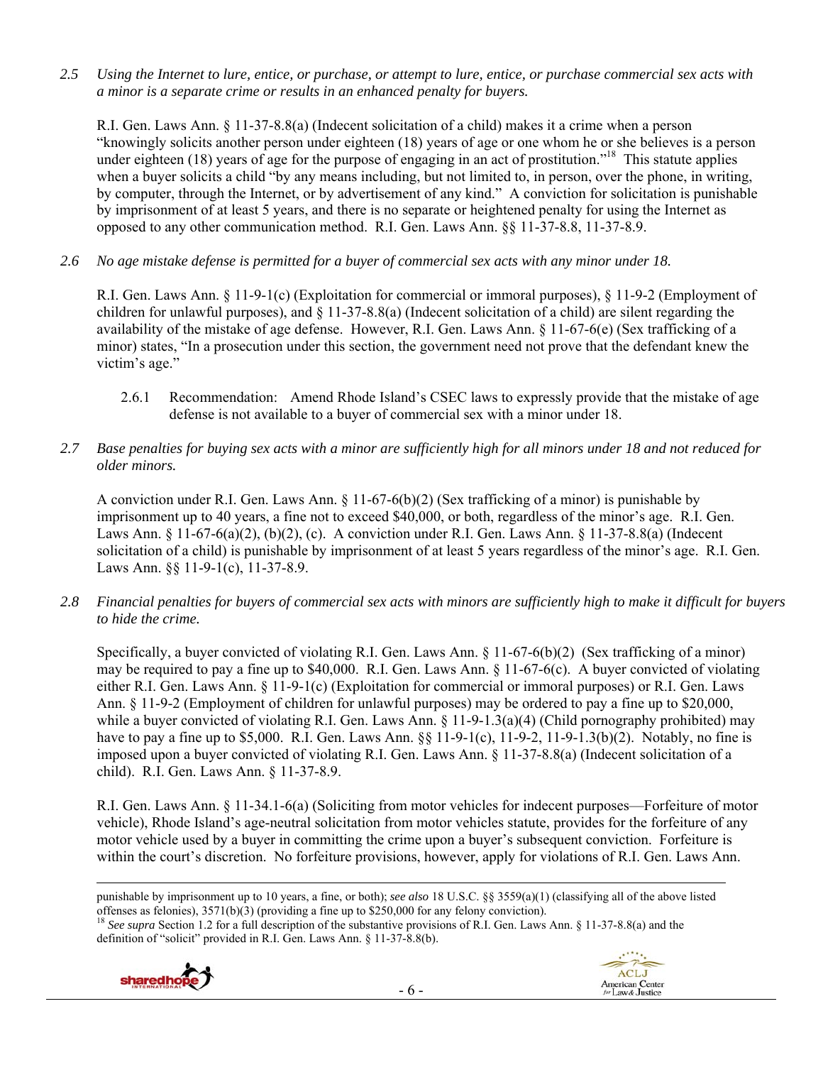*2.5 Using the Internet to lure, entice, or purchase, or attempt to lure, entice, or purchase commercial sex acts with a minor is a separate crime or results in an enhanced penalty for buyers.*

R.I. Gen. Laws Ann. § 11-37-8.8(a) (Indecent solicitation of a child) makes it a crime when a person "knowingly solicits another person under eighteen (18) years of age or one whom he or she believes is a person under eighteen (18) years of age for the purpose of engaging in an act of prostitution."[18] This statute applies when a buyer solicits a child "by any means including, but not limited to, in person, over the phone, in writing, by computer, through the Internet, or by advertisement of any kind." A conviction for solicitation is punishable by imprisonment of at least 5 years, and there is no separate or heightened penalty for using the Internet as opposed to any other communication method. R.I. Gen. Laws Ann. §§ 11-37-8.8, 11-37-8.9.

*2.6 No age mistake defense is permitted for a buyer of commercial sex acts with any minor under 18.*

R.I. Gen. Laws Ann. § 11-9-1(c) (Exploitation for commercial or immoral purposes), § 11-9-2 (Employment of children for unlawful purposes), and § 11-37-8.8(a) (Indecent solicitation of a child) are silent regarding the availability of the mistake of age defense. However, R.I. Gen. Laws Ann. § 11-67-6(e) (Sex trafficking of a minor) states, "In a prosecution under this section, the government need not prove that the defendant knew the victim's age."

2.6.1 Recommendation: Amend Rhode Island's CSEC laws to expressly provide that the mistake of age defense is not available to a buyer of commercial sex with a minor under 18.

*2.7 Base penalties for buying sex acts with a minor are sufficiently high for all minors under 18 and not reduced for older minors.*

A conviction under R.I. Gen. Laws Ann. § 11-67-6(b)(2) (Sex trafficking of a minor) is punishable by imprisonment up to 40 years, a fine not to exceed $40,000, or both, regardless of the minor's age. R.I. Gen. Laws Ann. § 11-67-6(a)(2), (b)(2), (c). A conviction under R.I. Gen. Laws Ann. § 11-37-8.8(a) (Indecent solicitation of a child) is punishable by imprisonment of at least 5 years regardless of the minor's age. R.I. Gen. Laws Ann. §§ 11-9-1(c), 11-37-8.9.

*2.8 Financial penalties for buyers of commercial sex acts with minors are sufficiently high to make it difficult for buyers to hide the crime.*

Specifically, a buyer convicted of violating R.I. Gen. Laws Ann. § 11-67-6(b)(2) (Sex trafficking of a minor) may be required to pay a fine up to $40,000. R.I. Gen. Laws Ann. § 11-67-6(c). A buyer convicted of violating either R.I. Gen. Laws Ann. § 11-9-1(c) (Exploitation for commercial or immoral purposes) or R.I. Gen. Laws Ann. § 11-9-2 (Employment of children for unlawful purposes) may be ordered to pay a fine up to $20,000, while a buyer convicted of violating R.I. Gen. Laws Ann. § 11-9-1.3(a)(4) (Child pornography prohibited) may have to pay a fine up to $5,000. R.I. Gen. Laws Ann. §§ 11-9-1(c), 11-9-2, 11-9-1.3(b)(2). Notably, no fine is imposed upon a buyer convicted of violating R.I. Gen. Laws Ann. § 11-37-8.8(a) (Indecent solicitation of a child). R.I. Gen. Laws Ann. § 11-37-8.9.

R.I. Gen. Laws Ann. § 11-34.1-6(a) (Soliciting from motor vehicles for indecent purposes—Forfeiture of motor vehicle), Rhode Island's age-neutral solicitation from motor vehicles statute, provides for the forfeiture of any motor vehicle used by a buyer in committing the crime upon a buyer's subsequent conviction. Forfeiture is within the court's discretion. No forfeiture provisions, however, apply for violations of R.I. Gen. Laws Ann.

---

punishable by imprisonment up to 10 years, a fine, or both); *see also* 18 U.S.C. §§ 3559(a)(1) (classifying all of the above listed offenses as felonies), 3571(b)(3) (providing a fine up to $250,000 for any felony conviction).

[18] *See supra* Section 1.2 for a full description of the substantive provisions of R.I. Gen. Laws Ann. § 11-37-8.8(a) and the definition of "solicit" provided in R.I. Gen. Laws Ann. § 11-37-8.8(b).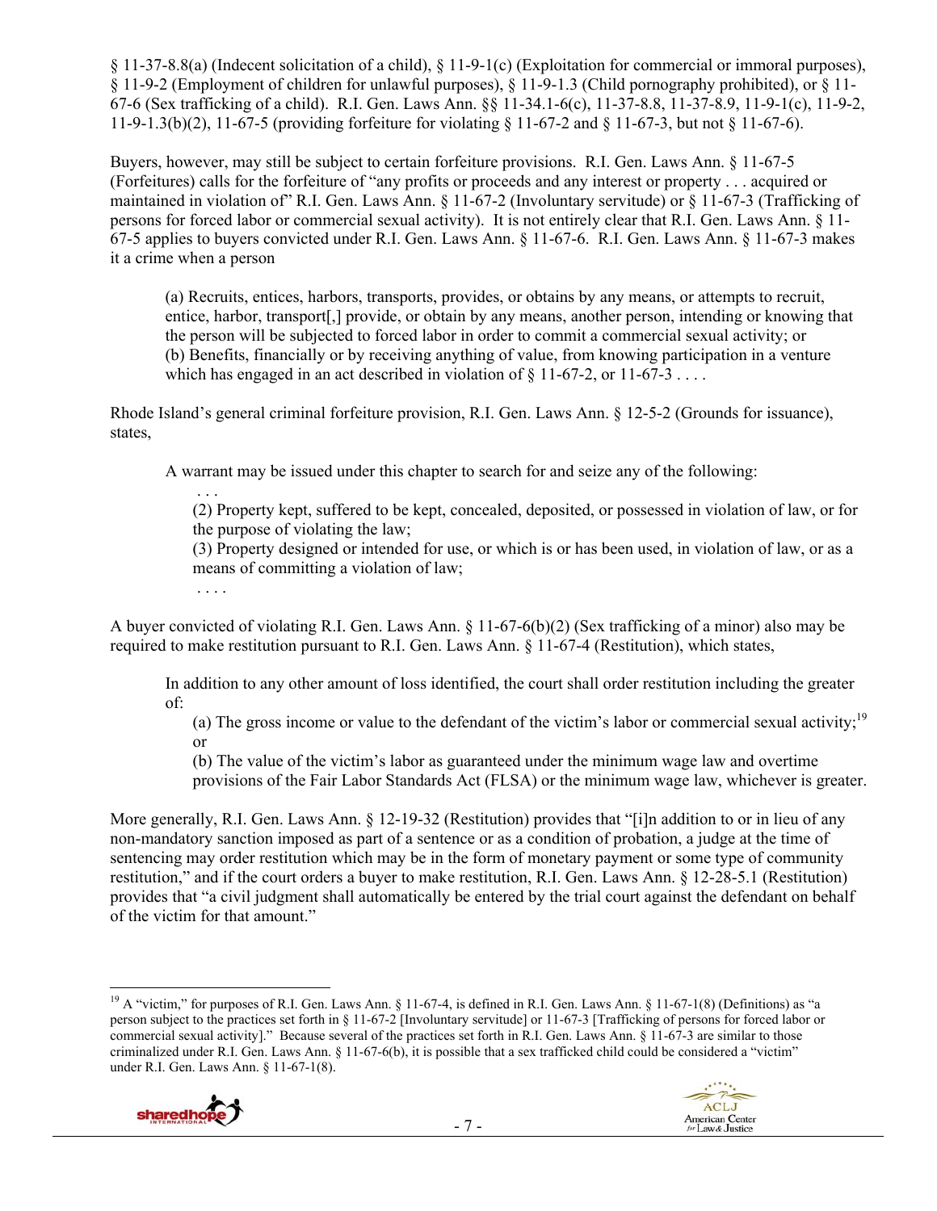§ 11-37-8.8(a) (Indecent solicitation of a child), § 11-9-1(c) (Exploitation for commercial or immoral purposes), § 11-9-2 (Employment of children for unlawful purposes), § 11-9-1.3 (Child pornography prohibited), or § 11-67-6 (Sex trafficking of a child). R.I. Gen. Laws Ann. §§ 11-34.1-6(c), 11-37-8.8, 11-37-8.9, 11-9-1(c), 11-9-2, 11-9-1.3(b)(2), 11-67-5 (providing forfeiture for violating § 11-67-2 and § 11-67-3, but not § 11-67-6).

Buyers, however, may still be subject to certain forfeiture provisions. R.I. Gen. Laws Ann. § 11-67-5 (Forfeitures) calls for the forfeiture of "any profits or proceeds and any interest or property . . . acquired or maintained in violation of" R.I. Gen. Laws Ann. § 11-67-2 (Involuntary servitude) or § 11-67-3 (Trafficking of persons for forced labor or commercial sexual activity). It is not entirely clear that R.I. Gen. Laws Ann. § 11-67-5 applies to buyers convicted under R.I. Gen. Laws Ann. § 11-67-6. R.I. Gen. Laws Ann. § 11-67-3 makes it a crime when a person

> (a) Recruits, entices, harbors, transports, provides, or obtains by any means, or attempts to recruit, entice, harbor, transport[,] provide, or obtain by any means, another person, intending or knowing that the person will be subjected to forced labor in order to commit a commercial sexual activity; or
> (b) Benefits, financially or by receiving anything of value, from knowing participation in a venture which has engaged in an act described in violation of § 11-67-2, or 11-67-3 . . . .

Rhode Island's general criminal forfeiture provision, R.I. Gen. Laws Ann. § 12-5-2 (Grounds for issuance), states,

> A warrant may be issued under this chapter to search for and seize any of the following:
> . . .
> (2) Property kept, suffered to be kept, concealed, deposited, or possessed in violation of law, or for the purpose of violating the law;
> (3) Property designed or intended for use, or which is or has been used, in violation of law, or as a means of committing a violation of law;
> . . . .

A buyer convicted of violating R.I. Gen. Laws Ann. § 11-67-6(b)(2) (Sex trafficking of a minor) also may be required to make restitution pursuant to R.I. Gen. Laws Ann. § 11-67-4 (Restitution), which states,

> In addition to any other amount of loss identified, the court shall order restitution including the greater of:
> (a) The gross income or value to the defendant of the victim's labor or commercial sexual activity;[19] or
> (b) The value of the victim's labor as guaranteed under the minimum wage law and overtime provisions of the Fair Labor Standards Act (FLSA) or the minimum wage law, whichever is greater.

More generally, R.I. Gen. Laws Ann. § 12-19-32 (Restitution) provides that "[i]n addition to or in lieu of any non-mandatory sanction imposed as part of a sentence or as a condition of probation, a judge at the time of sentencing may order restitution which may be in the form of monetary payment or some type of community restitution," and if the court orders a buyer to make restitution, R.I. Gen. Laws Ann. § 12-28-5.1 (Restitution) provides that "a civil judgment shall automatically be entered by the trial court against the defendant on behalf of the victim for that amount."

---

[19] A "victim," for purposes of R.I. Gen. Laws Ann. § 11-67-4, is defined in R.I. Gen. Laws Ann. § 11-67-1(8) (Definitions) as "a person subject to the practices set forth in § 11-67-2 [Involuntary servitude] or 11-67-3 [Trafficking of persons for forced labor or commercial sexual activity]." Because several of the practices set forth in R.I. Gen. Laws Ann. § 11-67-3 are similar to those criminalized under R.I. Gen. Laws Ann. § 11-67-6(b), it is possible that a sex trafficked child could be considered a "victim" under R.I. Gen. Laws Ann. § 11-67-1(8).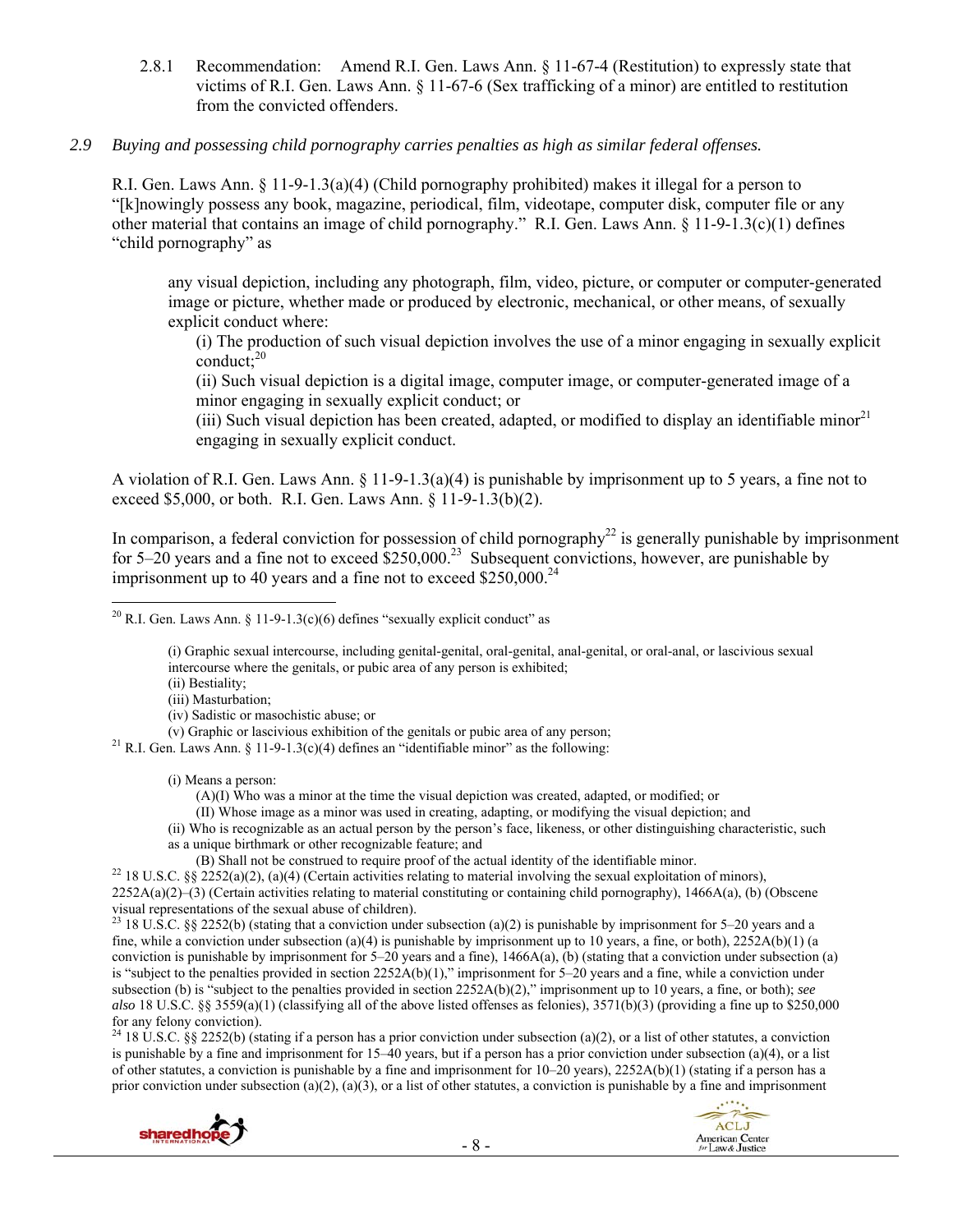2.8.1 Recommendation: Amend R.I. Gen. Laws Ann. § 11-67-4 (Restitution) to expressly state that victims of R.I. Gen. Laws Ann. § 11-67-6 (Sex trafficking of a minor) are entitled to restitution from the convicted offenders.

*2.9 Buying and possessing child pornography carries penalties as high as similar federal offenses.*

R.I. Gen. Laws Ann. § 11-9-1.3(a)(4) (Child pornography prohibited) makes it illegal for a person to "[k]nowingly possess any book, magazine, periodical, film, videotape, computer disk, computer file or any other material that contains an image of child pornography." R.I. Gen. Laws Ann. § 11-9-1.3(c)(1) defines "child pornography" as

> any visual depiction, including any photograph, film, video, picture, or computer or computer-generated image or picture, whether made or produced by electronic, mechanical, or other means, of sexually explicit conduct where:
>
> (i) The production of such visual depiction involves the use of a minor engaging in sexually explicit conduct;[20]
>
> (ii) Such visual depiction is a digital image, computer image, or computer-generated image of a minor engaging in sexually explicit conduct; or
>
> (iii) Such visual depiction has been created, adapted, or modified to display an identifiable minor[21] engaging in sexually explicit conduct.

A violation of R.I. Gen. Laws Ann. § 11-9-1.3(a)(4) is punishable by imprisonment up to 5 years, a fine not to exceed $5,000, or both. R.I. Gen. Laws Ann. § 11-9-1.3(b)(2).

In comparison, a federal conviction for possession of child pornography[22] is generally punishable by imprisonment for 5–20 years and a fine not to exceed $250,000.[23] Subsequent convictions, however, are punishable by imprisonment up to 40 years and a fine not to exceed $250,000.[24]

---

[20] R.I. Gen. Laws Ann. § 11-9-1.3(c)(6) defines "sexually explicit conduct" as

> (i) Graphic sexual intercourse, including genital-genital, oral-genital, anal-genital, or oral-anal, or lascivious sexual intercourse where the genitals, or pubic area of any person is exhibited;
> (ii) Bestiality;
> (iii) Masturbation;
> (iv) Sadistic or masochistic abuse; or
> (v) Graphic or lascivious exhibition of the genitals or pubic area of any person;

[21] R.I. Gen. Laws Ann. § 11-9-1.3(c)(4) defines an "identifiable minor" as the following:

> (i) Means a person:
> (A)(I) Who was a minor at the time the visual depiction was created, adapted, or modified; or
> (II) Whose image as a minor was used in creating, adapting, or modifying the visual depiction; and
> (ii) Who is recognizable as an actual person by the person's face, likeness, or other distinguishing characteristic, such as a unique birthmark or other recognizable feature; and
> (B) Shall not be construed to require proof of the actual identity of the identifiable minor.

[22] 18 U.S.C. §§ 2252(a)(2), (a)(4) (Certain activities relating to material involving the sexual exploitation of minors), 2252A(a)(2)–(3) (Certain activities relating to material constituting or containing child pornography), 1466A(a), (b) (Obscene visual representations of the sexual abuse of children).

[23] 18 U.S.C. §§ 2252(b) (stating that a conviction under subsection (a)(2) is punishable by imprisonment for 5–20 years and a fine, while a conviction under subsection (a)(4) is punishable by imprisonment up to 10 years, a fine, or both), 2252A(b)(1) (a conviction is punishable by imprisonment for 5–20 years and a fine), 1466A(a), (b) (stating that a conviction under subsection (a) is "subject to the penalties provided in section 2252A(b)(1)," imprisonment for 5–20 years and a fine, while a conviction under subsection (b) is "subject to the penalties provided in section 2252A(b)(2)," imprisonment up to 10 years, a fine, or both); *see also* 18 U.S.C. §§ 3559(a)(1) (classifying all of the above listed offenses as felonies), 3571(b)(3) (providing a fine up to $250,000 for any felony conviction).

[24] 18 U.S.C. §§ 2252(b) (stating if a person has a prior conviction under subsection (a)(2), or a list of other statutes, a conviction is punishable by a fine and imprisonment for 15–40 years, but if a person has a prior conviction under subsection (a)(4), or a list of other statutes, a conviction is punishable by a fine and imprisonment for 10–20 years), 2252A(b)(1) (stating if a person has a prior conviction under subsection (a)(2), (a)(3), or a list of other statutes, a conviction is punishable by a fine and imprisonment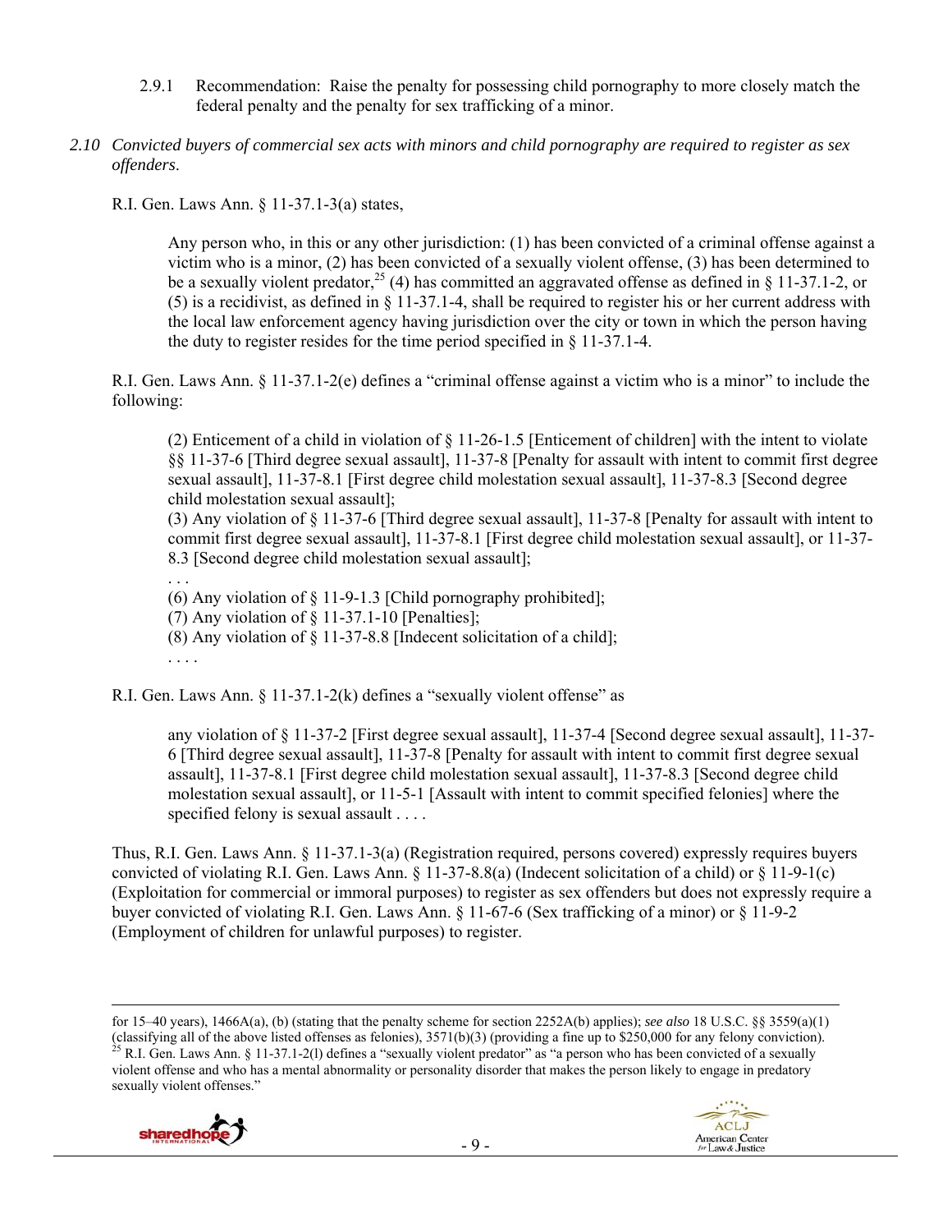2.9.1 Recommendation: Raise the penalty for possessing child pornography to more closely match the federal penalty and the penalty for sex trafficking of a minor.

*2.10 Convicted buyers of commercial sex acts with minors and child pornography are required to register as sex offenders.*

R.I. Gen. Laws Ann. § 11-37.1-3(a) states,

> Any person who, in this or any other jurisdiction: (1) has been convicted of a criminal offense against a victim who is a minor, (2) has been convicted of a sexually violent offense, (3) has been determined to be a sexually violent predator,[25] (4) has committed an aggravated offense as defined in § 11-37.1-2, or (5) is a recidivist, as defined in § 11-37.1-4, shall be required to register his or her current address with the local law enforcement agency having jurisdiction over the city or town in which the person having the duty to register resides for the time period specified in § 11-37.1-4.

R.I. Gen. Laws Ann. § 11-37.1-2(e) defines a "criminal offense against a victim who is a minor" to include the following:

> (2) Enticement of a child in violation of § 11-26-1.5 [Enticement of children] with the intent to violate §§ 11-37-6 [Third degree sexual assault], 11-37-8 [Penalty for assault with intent to commit first degree sexual assault], 11-37-8.1 [First degree child molestation sexual assault], 11-37-8.3 [Second degree child molestation sexual assault];
>
> (3) Any violation of § 11-37-6 [Third degree sexual assault], 11-37-8 [Penalty for assault with intent to commit first degree sexual assault], 11-37-8.1 [First degree child molestation sexual assault], or 11-37-8.3 [Second degree child molestation sexual assault];
>
> . . .
>
> (6) Any violation of § 11-9-1.3 [Child pornography prohibited];
>
> (7) Any violation of § 11-37.1-10 [Penalties];
>
> (8) Any violation of § 11-37-8.8 [Indecent solicitation of a child];
>
> . . . .

R.I. Gen. Laws Ann. § 11-37.1-2(k) defines a "sexually violent offense" as

> any violation of § 11-37-2 [First degree sexual assault], 11-37-4 [Second degree sexual assault], 11-37-6 [Third degree sexual assault], 11-37-8 [Penalty for assault with intent to commit first degree sexual assault], 11-37-8.1 [First degree child molestation sexual assault], 11-37-8.3 [Second degree child molestation sexual assault], or 11-5-1 [Assault with intent to commit specified felonies] where the specified felony is sexual assault . . . .

Thus, R.I. Gen. Laws Ann. § 11-37.1-3(a) (Registration required, persons covered) expressly requires buyers convicted of violating R.I. Gen. Laws Ann. § 11-37-8.8(a) (Indecent solicitation of a child) or § 11-9-1(c) (Exploitation for commercial or immoral purposes) to register as sex offenders but does not expressly require a buyer convicted of violating R.I. Gen. Laws Ann. § 11-67-6 (Sex trafficking of a minor) or § 11-9-2 (Employment of children for unlawful purposes) to register.

---

for 15–40 years), 1466A(a), (b) (stating that the penalty scheme for section 2252A(b) applies); *see also* 18 U.S.C. §§ 3559(a)(1) (classifying all of the above listed offenses as felonies), 3571(b)(3) (providing a fine up to $250,000 for any felony conviction).

[25] R.I. Gen. Laws Ann. § 11-37.1-2(l) defines a "sexually violent predator" as "a person who has been convicted of a sexually violent offense and who has a mental abnormality or personality disorder that makes the person likely to engage in predatory sexually violent offenses."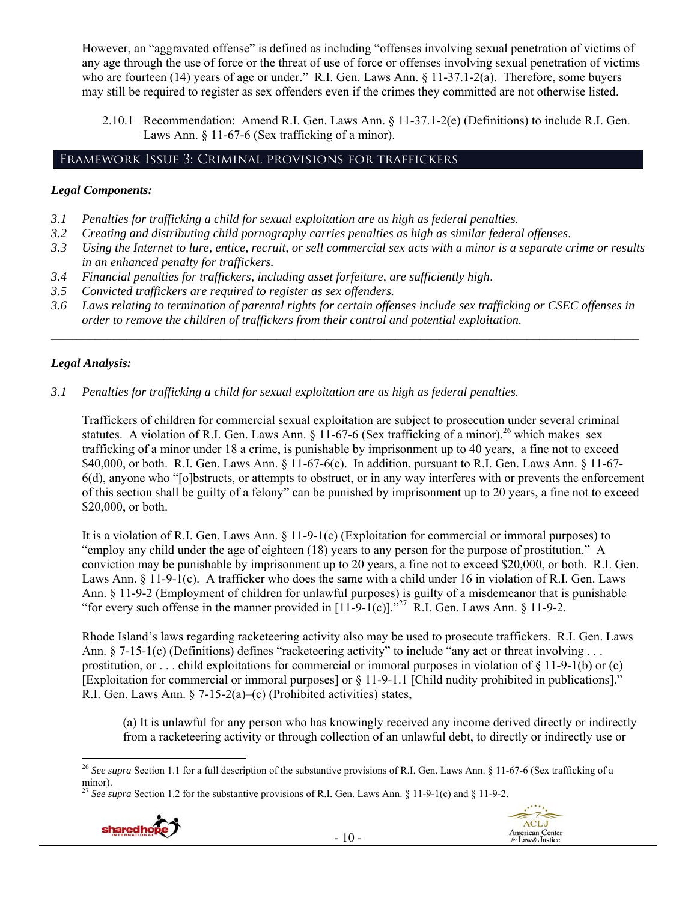However, an "aggravated offense" is defined as including "offenses involving sexual penetration of victims of any age through the use of force or the threat of use of force or offenses involving sexual penetration of victims who are fourteen (14) years of age or under." R.I. Gen. Laws Ann. § 11-37.1-2(a). Therefore, some buyers may still be required to register as sex offenders even if the crimes they committed are not otherwise listed.

2.10.1 Recommendation: Amend R.I. Gen. Laws Ann. § 11-37.1-2(e) (Definitions) to include R.I. Gen. Laws Ann. § 11-67-6 (Sex trafficking of a minor).

## Framework Issue 3: Criminal provisions for traffickers

### *Legal Components:*

*3.1 Penalties for trafficking a child for sexual exploitation are as high as federal penalties.*

*3.2 Creating and distributing child pornography carries penalties as high as similar federal offenses.*

*3.3 Using the Internet to lure, entice, recruit, or sell commercial sex acts with a minor is a separate crime or results in an enhanced penalty for traffickers.*

*3.4 Financial penalties for traffickers, including asset forfeiture, are sufficiently high.*

*3.5 Convicted traffickers are required to register as sex offenders.*

*3.6 Laws relating to termination of parental rights for certain offenses include sex trafficking or CSEC offenses in order to remove the children of traffickers from their control and potential exploitation.*

---

### *Legal Analysis:*

*3.1 Penalties for trafficking a child for sexual exploitation are as high as federal penalties.*

Traffickers of children for commercial sexual exploitation are subject to prosecution under several criminal statutes. A violation of R.I. Gen. Laws Ann. § 11-67-6 (Sex trafficking of a minor),[26] which makes sex trafficking of a minor under 18 a crime, is punishable by imprisonment up to 40 years, a fine not to exceed $40,000, or both. R.I. Gen. Laws Ann. § 11-67-6(c). In addition, pursuant to R.I. Gen. Laws Ann. § 11-67-6(d), anyone who "[o]bstructs, or attempts to obstruct, or in any way interferes with or prevents the enforcement of this section shall be guilty of a felony" can be punished by imprisonment up to 20 years, a fine not to exceed $20,000, or both.

It is a violation of R.I. Gen. Laws Ann. § 11-9-1(c) (Exploitation for commercial or immoral purposes) to "employ any child under the age of eighteen (18) years to any person for the purpose of prostitution." A conviction may be punishable by imprisonment up to 20 years, a fine not to exceed $20,000, or both. R.I. Gen. Laws Ann. § 11-9-1(c). A trafficker who does the same with a child under 16 in violation of R.I. Gen. Laws Ann. § 11-9-2 (Employment of children for unlawful purposes) is guilty of a misdemeanor that is punishable "for every such offense in the manner provided in [11-9-1(c)]."[27] R.I. Gen. Laws Ann. § 11-9-2.

Rhode Island's laws regarding racketeering activity also may be used to prosecute traffickers. R.I. Gen. Laws Ann. § 7-15-1(c) (Definitions) defines "racketeering activity" to include "any act or threat involving . . . prostitution, or . . . child exploitations for commercial or immoral purposes in violation of § 11-9-1(b) or (c) [Exploitation for commercial or immoral purposes] or § 11-9-1.1 [Child nudity prohibited in publications]." R.I. Gen. Laws Ann. § 7-15-2(a)–(c) (Prohibited activities) states,

> (a) It is unlawful for any person who has knowingly received any income derived directly or indirectly from a racketeering activity or through collection of an unlawful debt, to directly or indirectly use or

---

[26] *See supra* Section 1.1 for a full description of the substantive provisions of R.I. Gen. Laws Ann. § 11-67-6 (Sex trafficking of a minor).

[27] *See supra* Section 1.2 for the substantive provisions of R.I. Gen. Laws Ann. § 11-9-1(c) and § 11-9-2.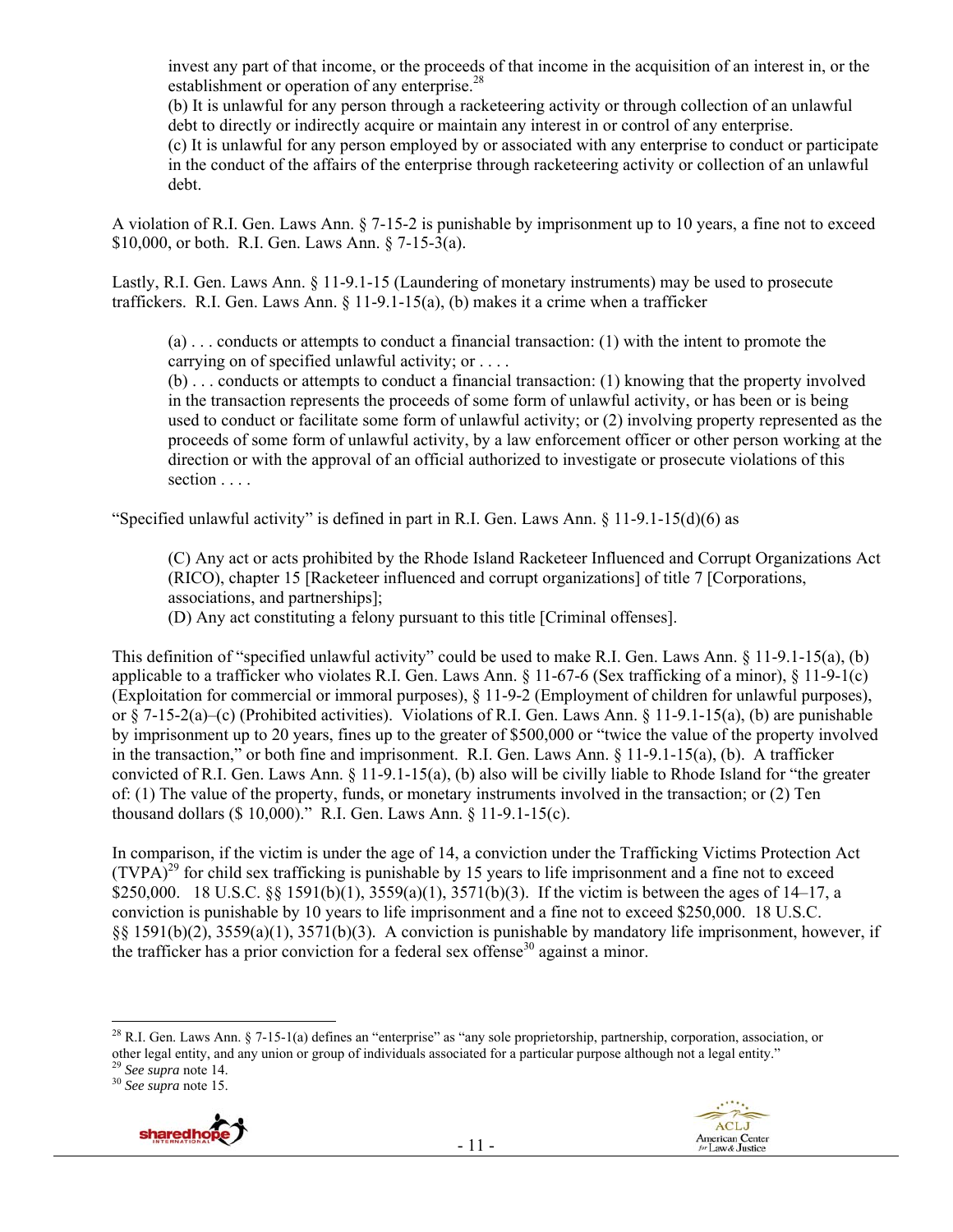> invest any part of that income, or the proceeds of that income in the acquisition of an interest in, or the establishment or operation of any enterprise.[28]
> (b) It is unlawful for any person through a racketeering activity or through collection of an unlawful debt to directly or indirectly acquire or maintain any interest in or control of any enterprise.
> (c) It is unlawful for any person employed by or associated with any enterprise to conduct or participate in the conduct of the affairs of the enterprise through racketeering activity or collection of an unlawful debt.

A violation of R.I. Gen. Laws Ann. § 7-15-2 is punishable by imprisonment up to 10 years, a fine not to exceed $10,000, or both. R.I. Gen. Laws Ann. § 7-15-3(a).

Lastly, R.I. Gen. Laws Ann. § 11-9.1-15 (Laundering of monetary instruments) may be used to prosecute traffickers. R.I. Gen. Laws Ann. § 11-9.1-15(a), (b) makes it a crime when a trafficker

> (a) . . . conducts or attempts to conduct a financial transaction: (1) with the intent to promote the carrying on of specified unlawful activity; or . . . .
> (b) . . . conducts or attempts to conduct a financial transaction: (1) knowing that the property involved in the transaction represents the proceeds of some form of unlawful activity, or has been or is being used to conduct or facilitate some form of unlawful activity; or (2) involving property represented as the proceeds of some form of unlawful activity, by a law enforcement officer or other person working at the direction or with the approval of an official authorized to investigate or prosecute violations of this section . . . .

"Specified unlawful activity" is defined in part in R.I. Gen. Laws Ann. § 11-9.1-15(d)(6) as

> (C) Any act or acts prohibited by the Rhode Island Racketeer Influenced and Corrupt Organizations Act (RICO), chapter 15 [Racketeer influenced and corrupt organizations] of title 7 [Corporations, associations, and partnerships];
> (D) Any act constituting a felony pursuant to this title [Criminal offenses].

This definition of "specified unlawful activity" could be used to make R.I. Gen. Laws Ann. § 11-9.1-15(a), (b) applicable to a trafficker who violates R.I. Gen. Laws Ann. § 11-67-6 (Sex trafficking of a minor), § 11-9-1(c) (Exploitation for commercial or immoral purposes), § 11-9-2 (Employment of children for unlawful purposes), or § 7-15-2(a)–(c) (Prohibited activities). Violations of R.I. Gen. Laws Ann. § 11-9.1-15(a), (b) are punishable by imprisonment up to 20 years, fines up to the greater of $500,000 or "twice the value of the property involved in the transaction," or both fine and imprisonment. R.I. Gen. Laws Ann. § 11-9.1-15(a), (b). A trafficker convicted of R.I. Gen. Laws Ann. § 11-9.1-15(a), (b) also will be civilly liable to Rhode Island for "the greater of: (1) The value of the property, funds, or monetary instruments involved in the transaction; or (2) Ten thousand dollars ($ 10,000)." R.I. Gen. Laws Ann. § 11-9.1-15(c).

In comparison, if the victim is under the age of 14, a conviction under the Trafficking Victims Protection Act (TVPA)[29] for child sex trafficking is punishable by 15 years to life imprisonment and a fine not to exceed $250,000. 18 U.S.C. §§ 1591(b)(1), 3559(a)(1), 3571(b)(3). If the victim is between the ages of 14–17, a conviction is punishable by 10 years to life imprisonment and a fine not to exceed $250,000. 18 U.S.C. §§ 1591(b)(2), 3559(a)(1), 3571(b)(3). A conviction is punishable by mandatory life imprisonment, however, if the trafficker has a prior conviction for a federal sex offense[30] against a minor.

---

[28] R.I. Gen. Laws Ann. § 7-15-1(a) defines an "enterprise" as "any sole proprietorship, partnership, corporation, association, or other legal entity, and any union or group of individuals associated for a particular purpose although not a legal entity."

[29] *See supra* note 14.

[30] *See supra* note 15.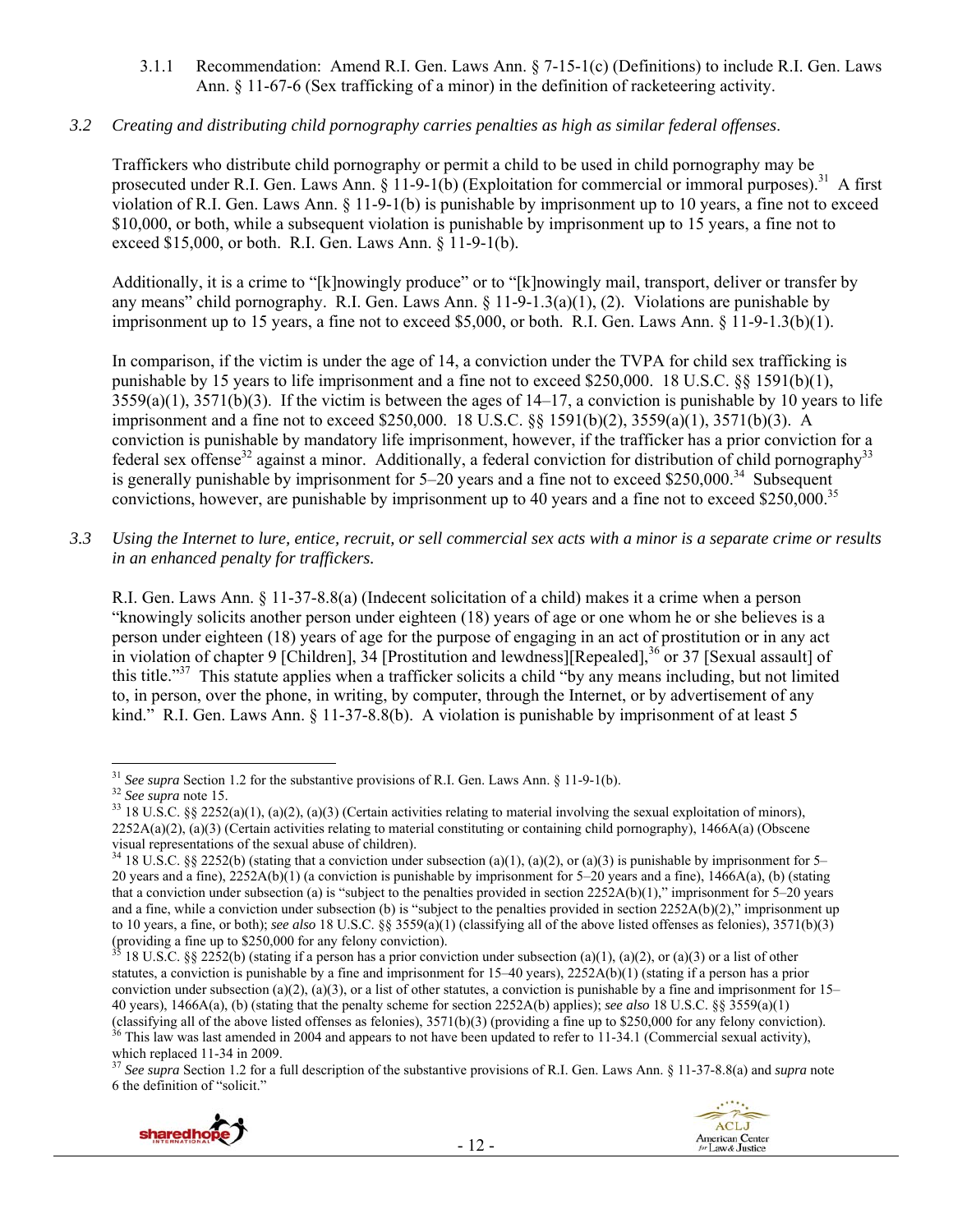3.1.1 Recommendation: Amend R.I. Gen. Laws Ann. § 7-15-1(c) (Definitions) to include R.I. Gen. Laws Ann. § 11-67-6 (Sex trafficking of a minor) in the definition of racketeering activity.

*3.2 Creating and distributing child pornography carries penalties as high as similar federal offenses.*

Traffickers who distribute child pornography or permit a child to be used in child pornography may be prosecuted under R.I. Gen. Laws Ann. § 11-9-1(b) (Exploitation for commercial or immoral purposes).[31] A first violation of R.I. Gen. Laws Ann. § 11-9-1(b) is punishable by imprisonment up to 10 years, a fine not to exceed $10,000, or both, while a subsequent violation is punishable by imprisonment up to 15 years, a fine not to exceed $15,000, or both. R.I. Gen. Laws Ann. § 11-9-1(b).

Additionally, it is a crime to "[k]nowingly produce" or to "[k]nowingly mail, transport, deliver or transfer by any means" child pornography. R.I. Gen. Laws Ann. § 11-9-1.3(a)(1), (2). Violations are punishable by imprisonment up to 15 years, a fine not to exceed $5,000, or both. R.I. Gen. Laws Ann. § 11-9-1.3(b)(1).

In comparison, if the victim is under the age of 14, a conviction under the TVPA for child sex trafficking is punishable by 15 years to life imprisonment and a fine not to exceed $250,000. 18 U.S.C. §§ 1591(b)(1), 3559(a)(1), 3571(b)(3). If the victim is between the ages of 14–17, a conviction is punishable by 10 years to life imprisonment and a fine not to exceed $250,000. 18 U.S.C. §§ 1591(b)(2), 3559(a)(1), 3571(b)(3). A conviction is punishable by mandatory life imprisonment, however, if the trafficker has a prior conviction for a federal sex offense[32] against a minor. Additionally, a federal conviction for distribution of child pornography[33] is generally punishable by imprisonment for 5–20 years and a fine not to exceed $250,000.[34] Subsequent convictions, however, are punishable by imprisonment up to 40 years and a fine not to exceed $250,000.[35]

*3.3 Using the Internet to lure, entice, recruit, or sell commercial sex acts with a minor is a separate crime or results in an enhanced penalty for traffickers.*

R.I. Gen. Laws Ann. § 11-37-8.8(a) (Indecent solicitation of a child) makes it a crime when a person "knowingly solicits another person under eighteen (18) years of age or one whom he or she believes is a person under eighteen (18) years of age for the purpose of engaging in an act of prostitution or in any act in violation of chapter 9 [Children], 34 [Prostitution and lewdness][Repealed],[36] or 37 [Sexual assault] of this title."[37] This statute applies when a trafficker solicits a child "by any means including, but not limited to, in person, over the phone, in writing, by computer, through the Internet, or by advertisement of any kind." R.I. Gen. Laws Ann. § 11-37-8.8(b). A violation is punishable by imprisonment of at least 5

---

[31] *See supra* Section 1.2 for the substantive provisions of R.I. Gen. Laws Ann. § 11-9-1(b).

[32] *See supra* note 15.

[33] 18 U.S.C. §§ 2252(a)(1), (a)(2), (a)(3) (Certain activities relating to material involving the sexual exploitation of minors), 2252A(a)(2), (a)(3) (Certain activities relating to material constituting or containing child pornography), 1466A(a) (Obscene visual representations of the sexual abuse of children).

[34] 18 U.S.C. §§ 2252(b) (stating that a conviction under subsection (a)(1), (a)(2), or (a)(3) is punishable by imprisonment for 5–20 years and a fine), 2252A(b)(1) (a conviction is punishable by imprisonment for 5–20 years and a fine), 1466A(a), (b) (stating that a conviction under subsection (a) is "subject to the penalties provided in section 2252A(b)(1)," imprisonment for 5–20 years and a fine, while a conviction under subsection (b) is "subject to the penalties provided in section 2252A(b)(2)," imprisonment up to 10 years, a fine, or both); *see also* 18 U.S.C. §§ 3559(a)(1) (classifying all of the above listed offenses as felonies), 3571(b)(3) (providing a fine up to $250,000 for any felony conviction).

[35] 18 U.S.C. §§ 2252(b) (stating if a person has a prior conviction under subsection (a)(1), (a)(2), or (a)(3) or a list of other statutes, a conviction is punishable by a fine and imprisonment for 15–40 years), 2252A(b)(1) (stating if a person has a prior conviction under subsection (a)(2), (a)(3), or a list of other statutes, a conviction is punishable by a fine and imprisonment for 15–40 years), 1466A(a), (b) (stating that the penalty scheme for section 2252A(b) applies); *see also* 18 U.S.C. §§ 3559(a)(1) (classifying all of the above listed offenses as felonies), 3571(b)(3) (providing a fine up to $250,000 for any felony conviction).

[36] This law was last amended in 2004 and appears to not have been updated to refer to 11-34.1 (Commercial sexual activity), which replaced 11-34 in 2009.

[37] *See supra* Section 1.2 for a full description of the substantive provisions of R.I. Gen. Laws Ann. § 11-37-8.8(a) and *supra* note 6 the definition of "solicit."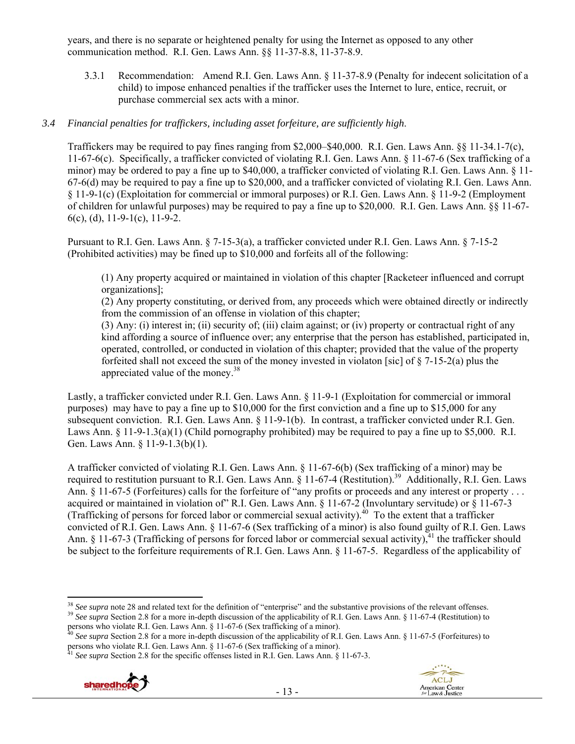years, and there is no separate or heightened penalty for using the Internet as opposed to any other communication method. R.I. Gen. Laws Ann. §§ 11-37-8.8, 11-37-8.9.

3.3.1 Recommendation: Amend R.I. Gen. Laws Ann. § 11-37-8.9 (Penalty for indecent solicitation of a child) to impose enhanced penalties if the trafficker uses the Internet to lure, entice, recruit, or purchase commercial sex acts with a minor.

*3.4 Financial penalties for traffickers, including asset forfeiture, are sufficiently high.*

Traffickers may be required to pay fines ranging from $2,000–$40,000. R.I. Gen. Laws Ann. §§ 11-34.1-7(c), 11-67-6(c). Specifically, a trafficker convicted of violating R.I. Gen. Laws Ann. § 11-67-6 (Sex trafficking of a minor) may be ordered to pay a fine up to $40,000, a trafficker convicted of violating R.I. Gen. Laws Ann. § 11-67-6(d) may be required to pay a fine up to $20,000, and a trafficker convicted of violating R.I. Gen. Laws Ann. § 11-9-1(c) (Exploitation for commercial or immoral purposes) or R.I. Gen. Laws Ann. § 11-9-2 (Employment of children for unlawful purposes) may be required to pay a fine up to $20,000. R.I. Gen. Laws Ann. §§ 11-67-6(c), (d), 11-9-1(c), 11-9-2.

Pursuant to R.I. Gen. Laws Ann. § 7-15-3(a), a trafficker convicted under R.I. Gen. Laws Ann. § 7-15-2 (Prohibited activities) may be fined up to $10,000 and forfeits all of the following:

> (1) Any property acquired or maintained in violation of this chapter [Racketeer influenced and corrupt organizations];
> (2) Any property constituting, or derived from, any proceeds which were obtained directly or indirectly from the commission of an offense in violation of this chapter;
> (3) Any: (i) interest in; (ii) security of; (iii) claim against; or (iv) property or contractual right of any kind affording a source of influence over; any enterprise that the person has established, participated in, operated, controlled, or conducted in violation of this chapter; provided that the value of the property forfeited shall not exceed the sum of the money invested in violaton [sic] of § 7-15-2(a) plus the appreciated value of the money.[38]

Lastly, a trafficker convicted under R.I. Gen. Laws Ann. § 11-9-1 (Exploitation for commercial or immoral purposes) may have to pay a fine up to $10,000 for the first conviction and a fine up to $15,000 for any subsequent conviction. R.I. Gen. Laws Ann. § 11-9-1(b). In contrast, a trafficker convicted under R.I. Gen. Laws Ann. § 11-9-1.3(a)(1) (Child pornography prohibited) may be required to pay a fine up to $5,000. R.I. Gen. Laws Ann. § 11-9-1.3(b)(1).

A trafficker convicted of violating R.I. Gen. Laws Ann. § 11-67-6(b) (Sex trafficking of a minor) may be required to restitution pursuant to R.I. Gen. Laws Ann. § 11-67-4 (Restitution).[39] Additionally, R.I. Gen. Laws Ann. § 11-67-5 (Forfeitures) calls for the forfeiture of "any profits or proceeds and any interest or property . . . acquired or maintained in violation of" R.I. Gen. Laws Ann. § 11-67-2 (Involuntary servitude) or § 11-67-3 (Trafficking of persons for forced labor or commercial sexual activity).[40] To the extent that a trafficker convicted of R.I. Gen. Laws Ann. § 11-67-6 (Sex trafficking of a minor) is also found guilty of R.I. Gen. Laws Ann. § 11-67-3 (Trafficking of persons for forced labor or commercial sexual activity),[41] the trafficker should be subject to the forfeiture requirements of R.I. Gen. Laws Ann. § 11-67-5. Regardless of the applicability of

---

[38] *See supra* note 28 and related text for the definition of "enterprise" and the substantive provisions of the relevant offenses.

[39] *See supra* Section 2.8 for a more in-depth discussion of the applicability of R.I. Gen. Laws Ann. § 11-67-4 (Restitution) to persons who violate R.I. Gen. Laws Ann. § 11-67-6 (Sex trafficking of a minor).

[40] *See supra* Section 2.8 for a more in-depth discussion of the applicability of R.I. Gen. Laws Ann. § 11-67-5 (Forfeitures) to persons who violate R.I. Gen. Laws Ann. § 11-67-6 (Sex trafficking of a minor).

[41] *See supra* Section 2.8 for the specific offenses listed in R.I. Gen. Laws Ann. § 11-67-3.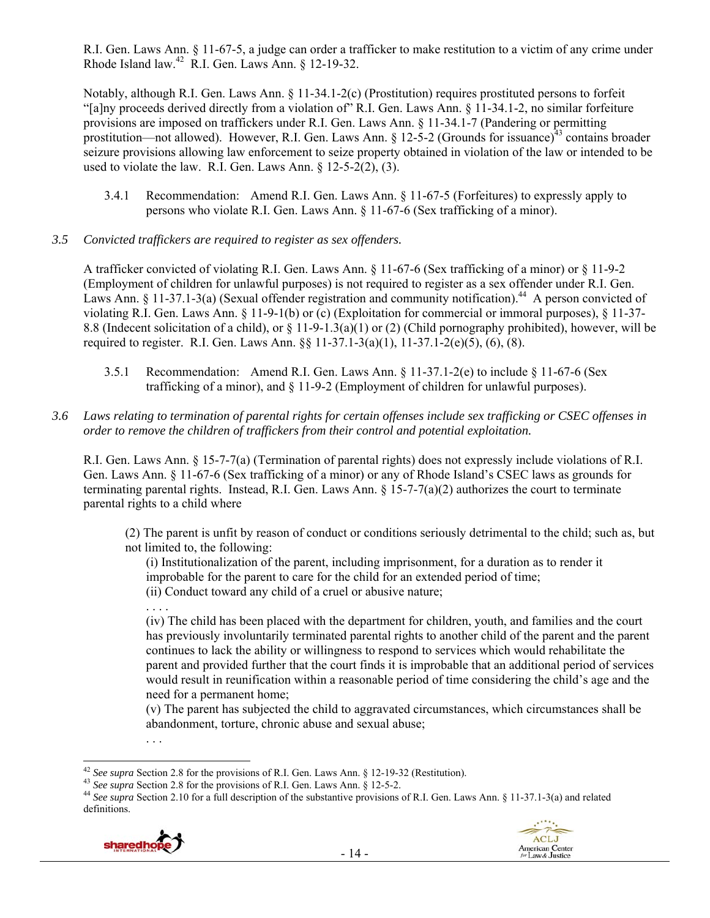R.I. Gen. Laws Ann. § 11-67-5, a judge can order a trafficker to make restitution to a victim of any crime under Rhode Island law.[42] R.I. Gen. Laws Ann. § 12-19-32.

Notably, although R.I. Gen. Laws Ann. § 11-34.1-2(c) (Prostitution) requires prostituted persons to forfeit "[a]ny proceeds derived directly from a violation of" R.I. Gen. Laws Ann. § 11-34.1-2, no similar forfeiture provisions are imposed on traffickers under R.I. Gen. Laws Ann. § 11-34.1-7 (Pandering or permitting prostitution—not allowed). However, R.I. Gen. Laws Ann. § 12-5-2 (Grounds for issuance)[43] contains broader seizure provisions allowing law enforcement to seize property obtained in violation of the law or intended to be used to violate the law. R.I. Gen. Laws Ann. § 12-5-2(2), (3).

3.4.1 Recommendation: Amend R.I. Gen. Laws Ann. § 11-67-5 (Forfeitures) to expressly apply to persons who violate R.I. Gen. Laws Ann. § 11-67-6 (Sex trafficking of a minor).

*3.5 Convicted traffickers are required to register as sex offenders.*

A trafficker convicted of violating R.I. Gen. Laws Ann. § 11-67-6 (Sex trafficking of a minor) or § 11-9-2 (Employment of children for unlawful purposes) is not required to register as a sex offender under R.I. Gen. Laws Ann. § 11-37.1-3(a) (Sexual offender registration and community notification).[44] A person convicted of violating R.I. Gen. Laws Ann. § 11-9-1(b) or (c) (Exploitation for commercial or immoral purposes), § 11-37-8.8 (Indecent solicitation of a child), or § 11-9-1.3(a)(1) or (2) (Child pornography prohibited), however, will be required to register. R.I. Gen. Laws Ann. §§ 11-37.1-3(a)(1), 11-37.1-2(e)(5), (6), (8).

3.5.1 Recommendation: Amend R.I. Gen. Laws Ann. § 11-37.1-2(e) to include § 11-67-6 (Sex trafficking of a minor), and § 11-9-2 (Employment of children for unlawful purposes).

*3.6 Laws relating to termination of parental rights for certain offenses include sex trafficking or CSEC offenses in order to remove the children of traffickers from their control and potential exploitation.*

R.I. Gen. Laws Ann. § 15-7-7(a) (Termination of parental rights) does not expressly include violations of R.I. Gen. Laws Ann. § 11-67-6 (Sex trafficking of a minor) or any of Rhode Island's CSEC laws as grounds for terminating parental rights. Instead, R.I. Gen. Laws Ann. § 15-7-7(a)(2) authorizes the court to terminate parental rights to a child where

> (2) The parent is unfit by reason of conduct or conditions seriously detrimental to the child; such as, but not limited to, the following:
>
> (i) Institutionalization of the parent, including imprisonment, for a duration as to render it improbable for the parent to care for the child for an extended period of time;
>
> (ii) Conduct toward any child of a cruel or abusive nature;
>
> . . . .
>
> (iv) The child has been placed with the department for children, youth, and families and the court has previously involuntarily terminated parental rights to another child of the parent and the parent continues to lack the ability or willingness to respond to services which would rehabilitate the parent and provided further that the court finds it is improbable that an additional period of services would result in reunification within a reasonable period of time considering the child's age and the need for a permanent home;
>
> (v) The parent has subjected the child to aggravated circumstances, which circumstances shall be abandonment, torture, chronic abuse and sexual abuse;
>
> . . .

[42] *See supra* Section 2.8 for the provisions of R.I. Gen. Laws Ann. § 12-19-32 (Restitution).

[43] *See supra* Section 2.8 for the provisions of R.I. Gen. Laws Ann. § 12-5-2.

[44] *See supra* Section 2.10 for a full description of the substantive provisions of R.I. Gen. Laws Ann. § 11-37.1-3(a) and related definitions.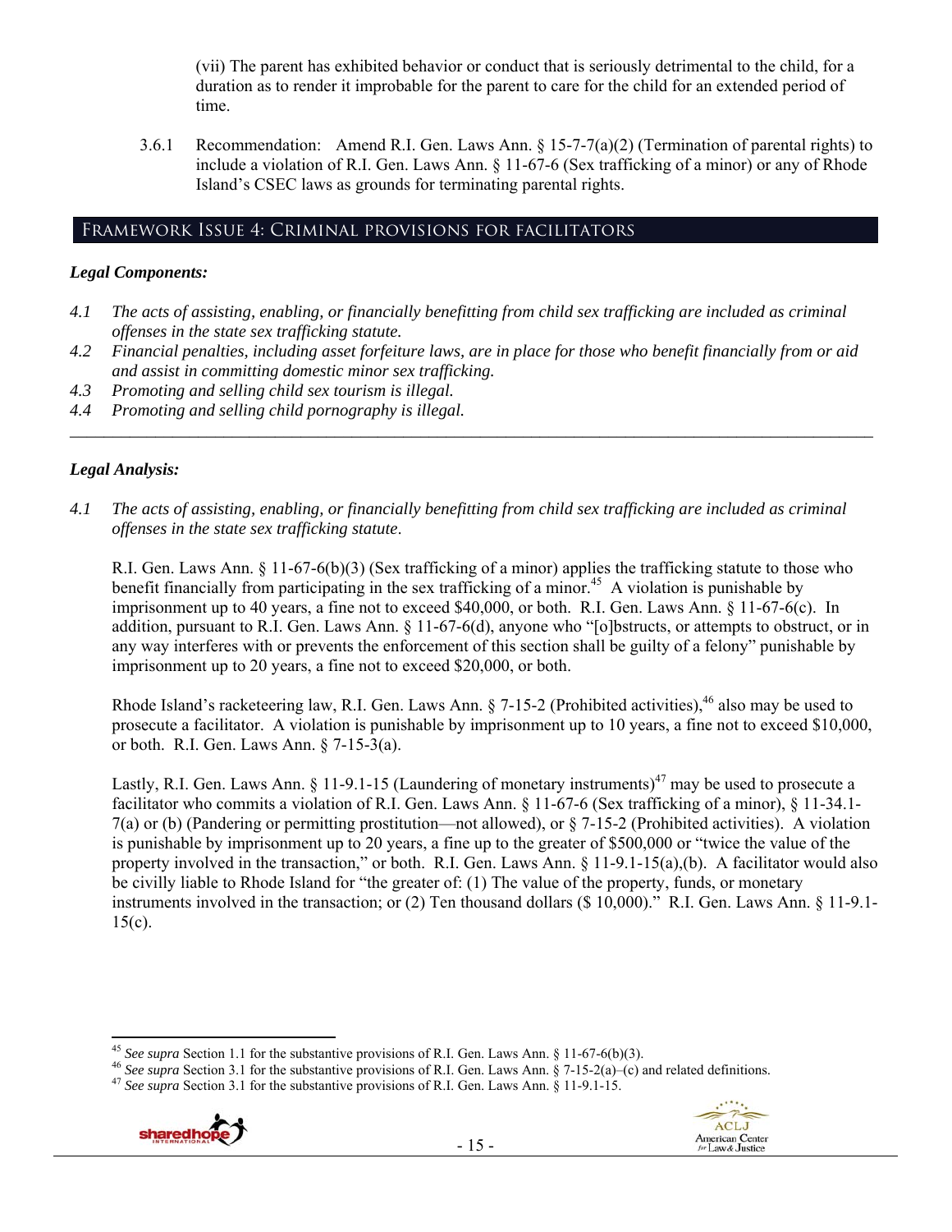(vii) The parent has exhibited behavior or conduct that is seriously detrimental to the child, for a duration as to render it improbable for the parent to care for the child for an extended period of time.

3.6.1 Recommendation: Amend R.I. Gen. Laws Ann. § 15-7-7(a)(2) (Termination of parental rights) to include a violation of R.I. Gen. Laws Ann. § 11-67-6 (Sex trafficking of a minor) or any of Rhode Island's CSEC laws as grounds for terminating parental rights.

## Framework Issue 4: Criminal provisions for facilitators

### *Legal Components:*

*4.1 The acts of assisting, enabling, or financially benefitting from child sex trafficking are included as criminal offenses in the state sex trafficking statute.*

*4.2 Financial penalties, including asset forfeiture laws, are in place for those who benefit financially from or aid and assist in committing domestic minor sex trafficking.*

*4.3 Promoting and selling child sex tourism is illegal.*

*4.4 Promoting and selling child pornography is illegal.*

---

### *Legal Analysis:*

*4.1 The acts of assisting, enabling, or financially benefitting from child sex trafficking are included as criminal offenses in the state sex trafficking statute.*

R.I. Gen. Laws Ann. § 11-67-6(b)(3) (Sex trafficking of a minor) applies the trafficking statute to those who benefit financially from participating in the sex trafficking of a minor.[45] A violation is punishable by imprisonment up to 40 years, a fine not to exceed $40,000, or both. R.I. Gen. Laws Ann. § 11-67-6(c). In addition, pursuant to R.I. Gen. Laws Ann. § 11-67-6(d), anyone who "[o]bstructs, or attempts to obstruct, or in any way interferes with or prevents the enforcement of this section shall be guilty of a felony" punishable by imprisonment up to 20 years, a fine not to exceed $20,000, or both.

Rhode Island's racketeering law, R.I. Gen. Laws Ann. § 7-15-2 (Prohibited activities),[46] also may be used to prosecute a facilitator. A violation is punishable by imprisonment up to 10 years, a fine not to exceed $10,000, or both. R.I. Gen. Laws Ann. § 7-15-3(a).

Lastly, R.I. Gen. Laws Ann. § 11-9.1-15 (Laundering of monetary instruments)[47] may be used to prosecute a facilitator who commits a violation of R.I. Gen. Laws Ann. § 11-67-6 (Sex trafficking of a minor), § 11-34.1-7(a) or (b) (Pandering or permitting prostitution—not allowed), or § 7-15-2 (Prohibited activities). A violation is punishable by imprisonment up to 20 years, a fine up to the greater of $500,000 or "twice the value of the property involved in the transaction," or both. R.I. Gen. Laws Ann. § 11-9.1-15(a),(b). A facilitator would also be civilly liable to Rhode Island for "the greater of: (1) The value of the property, funds, or monetary instruments involved in the transaction; or (2) Ten thousand dollars ($ 10,000)." R.I. Gen. Laws Ann. § 11-9.1-15(c).

---

[45] *See supra* Section 1.1 for the substantive provisions of R.I. Gen. Laws Ann. § 11-67-6(b)(3).

[46] *See supra* Section 3.1 for the substantive provisions of R.I. Gen. Laws Ann. § 7-15-2(a)–(c) and related definitions.

[47] *See supra* Section 3.1 for the substantive provisions of R.I. Gen. Laws Ann. § 11-9.1-15.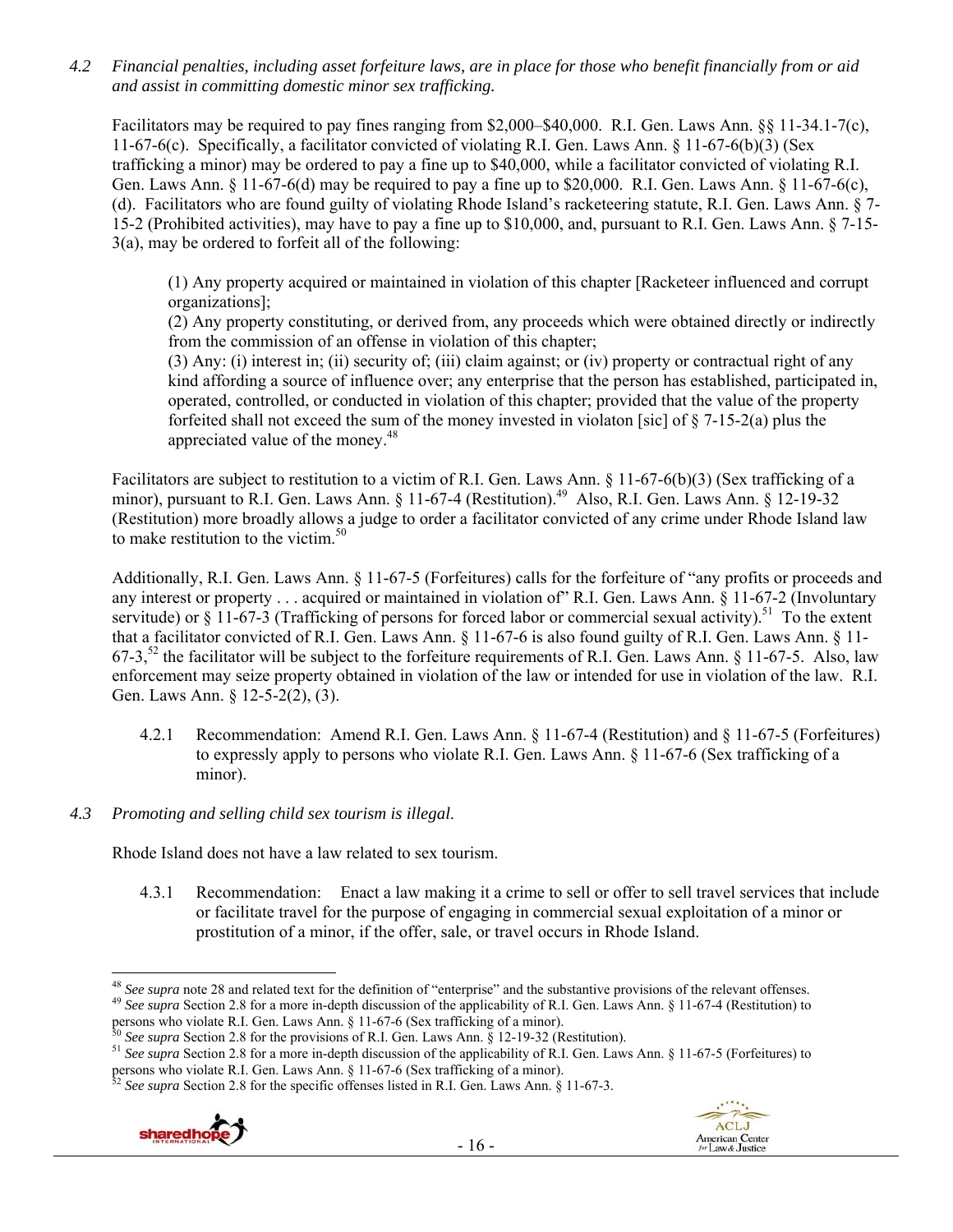*4.2 Financial penalties, including asset forfeiture laws, are in place for those who benefit financially from or aid and assist in committing domestic minor sex trafficking.*

Facilitators may be required to pay fines ranging from $2,000–$40,000. R.I. Gen. Laws Ann. §§ 11-34.1-7(c), 11-67-6(c). Specifically, a facilitator convicted of violating R.I. Gen. Laws Ann. § 11-67-6(b)(3) (Sex trafficking a minor) may be ordered to pay a fine up to $40,000, while a facilitator convicted of violating R.I. Gen. Laws Ann. § 11-67-6(d) may be required to pay a fine up to $20,000. R.I. Gen. Laws Ann. § 11-67-6(c), (d). Facilitators who are found guilty of violating Rhode Island's racketeering statute, R.I. Gen. Laws Ann. § 7-15-2 (Prohibited activities), may have to pay a fine up to $10,000, and, pursuant to R.I. Gen. Laws Ann. § 7-15-3(a), may be ordered to forfeit all of the following:

> (1) Any property acquired or maintained in violation of this chapter [Racketeer influenced and corrupt organizations];
> (2) Any property constituting, or derived from, any proceeds which were obtained directly or indirectly from the commission of an offense in violation of this chapter;
> (3) Any: (i) interest in; (ii) security of; (iii) claim against; or (iv) property or contractual right of any kind affording a source of influence over; any enterprise that the person has established, participated in, operated, controlled, or conducted in violation of this chapter; provided that the value of the property forfeited shall not exceed the sum of the money invested in violaton [sic] of § 7-15-2(a) plus the appreciated value of the money.[48]

Facilitators are subject to restitution to a victim of R.I. Gen. Laws Ann. § 11-67-6(b)(3) (Sex trafficking of a minor), pursuant to R.I. Gen. Laws Ann. § 11-67-4 (Restitution).[49] Also, R.I. Gen. Laws Ann. § 12-19-32 (Restitution) more broadly allows a judge to order a facilitator convicted of any crime under Rhode Island law to make restitution to the victim.[50]

Additionally, R.I. Gen. Laws Ann. § 11-67-5 (Forfeitures) calls for the forfeiture of "any profits or proceeds and any interest or property . . . acquired or maintained in violation of" R.I. Gen. Laws Ann. § 11-67-2 (Involuntary servitude) or § 11-67-3 (Trafficking of persons for forced labor or commercial sexual activity).[51] To the extent that a facilitator convicted of R.I. Gen. Laws Ann. § 11-67-6 is also found guilty of R.I. Gen. Laws Ann. § 11-67-3,[52] the facilitator will be subject to the forfeiture requirements of R.I. Gen. Laws Ann. § 11-67-5. Also, law enforcement may seize property obtained in violation of the law or intended for use in violation of the law. R.I. Gen. Laws Ann. § 12-5-2(2), (3).

- 4.2.1 Recommendation: Amend R.I. Gen. Laws Ann. § 11-67-4 (Restitution) and § 11-67-5 (Forfeitures) to expressly apply to persons who violate R.I. Gen. Laws Ann. § 11-67-6 (Sex trafficking of a minor).

*4.3 Promoting and selling child sex tourism is illegal.*

Rhode Island does not have a law related to sex tourism.

- 4.3.1 Recommendation: Enact a law making it a crime to sell or offer to sell travel services that include or facilitate travel for the purpose of engaging in commercial sexual exploitation of a minor or prostitution of a minor, if the offer, sale, or travel occurs in Rhode Island.

---

[48] *See supra* note 28 and related text for the definition of "enterprise" and the substantive provisions of the relevant offenses.
[49] *See supra* Section 2.8 for a more in-depth discussion of the applicability of R.I. Gen. Laws Ann. § 11-67-4 (Restitution) to persons who violate R.I. Gen. Laws Ann. § 11-67-6 (Sex trafficking of a minor).
[50] *See supra* Section 2.8 for the provisions of R.I. Gen. Laws Ann. § 12-19-32 (Restitution).
[51] *See supra* Section 2.8 for a more in-depth discussion of the applicability of R.I. Gen. Laws Ann. § 11-67-5 (Forfeitures) to persons who violate R.I. Gen. Laws Ann. § 11-67-6 (Sex trafficking of a minor).
[52] *See supra* Section 2.8 for the specific offenses listed in R.I. Gen. Laws Ann. § 11-67-3.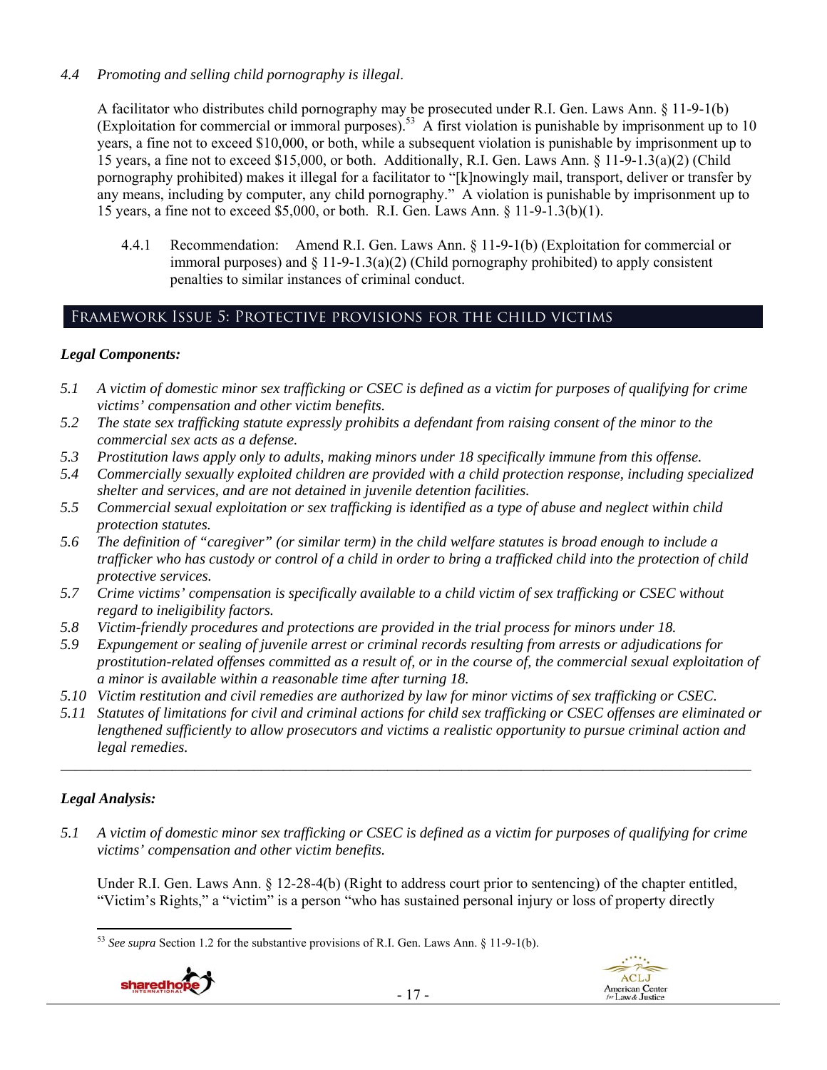*4.4 Promoting and selling child pornography is illegal.*

A facilitator who distributes child pornography may be prosecuted under R.I. Gen. Laws Ann. § 11-9-1(b) (Exploitation for commercial or immoral purposes).[53] A first violation is punishable by imprisonment up to 10 years, a fine not to exceed $10,000, or both, while a subsequent violation is punishable by imprisonment up to 15 years, a fine not to exceed $15,000, or both. Additionally, R.I. Gen. Laws Ann. § 11-9-1.3(a)(2) (Child pornography prohibited) makes it illegal for a facilitator to "[k]nowingly mail, transport, deliver or transfer by any means, including by computer, any child pornography." A violation is punishable by imprisonment up to 15 years, a fine not to exceed $5,000, or both. R.I. Gen. Laws Ann. § 11-9-1.3(b)(1).

4.4.1 Recommendation: Amend R.I. Gen. Laws Ann. § 11-9-1(b) (Exploitation for commercial or immoral purposes) and § 11-9-1.3(a)(2) (Child pornography prohibited) to apply consistent penalties to similar instances of criminal conduct.

## Framework Issue 5: Protective provisions for the child victims

### *Legal Components:*

*5.1 A victim of domestic minor sex trafficking or CSEC is defined as a victim for purposes of qualifying for crime victims' compensation and other victim benefits.*
*5.2 The state sex trafficking statute expressly prohibits a defendant from raising consent of the minor to the commercial sex acts as a defense.*
*5.3 Prostitution laws apply only to adults, making minors under 18 specifically immune from this offense.*
*5.4 Commercially sexually exploited children are provided with a child protection response, including specialized shelter and services, and are not detained in juvenile detention facilities.*
*5.5 Commercial sexual exploitation or sex trafficking is identified as a type of abuse and neglect within child protection statutes.*
*5.6 The definition of "caregiver" (or similar term) in the child welfare statutes is broad enough to include a trafficker who has custody or control of a child in order to bring a trafficked child into the protection of child protective services.*
*5.7 Crime victims' compensation is specifically available to a child victim of sex trafficking or CSEC without regard to ineligibility factors.*
*5.8 Victim-friendly procedures and protections are provided in the trial process for minors under 18.*
*5.9 Expungement or sealing of juvenile arrest or criminal records resulting from arrests or adjudications for prostitution-related offenses committed as a result of, or in the course of, the commercial sexual exploitation of a minor is available within a reasonable time after turning 18.*
*5.10 Victim restitution and civil remedies are authorized by law for minor victims of sex trafficking or CSEC.*
*5.11 Statutes of limitations for civil and criminal actions for child sex trafficking or CSEC offenses are eliminated or lengthened sufficiently to allow prosecutors and victims a realistic opportunity to pursue criminal action and legal remedies.*

---

### *Legal Analysis:*

*5.1 A victim of domestic minor sex trafficking or CSEC is defined as a victim for purposes of qualifying for crime victims' compensation and other victim benefits.*

Under R.I. Gen. Laws Ann. § 12-28-4(b) (Right to address court prior to sentencing) of the chapter entitled, "Victim's Rights," a "victim" is a person "who has sustained personal injury or loss of property directly

---

[53] *See supra* Section 1.2 for the substantive provisions of R.I. Gen. Laws Ann. § 11-9-1(b).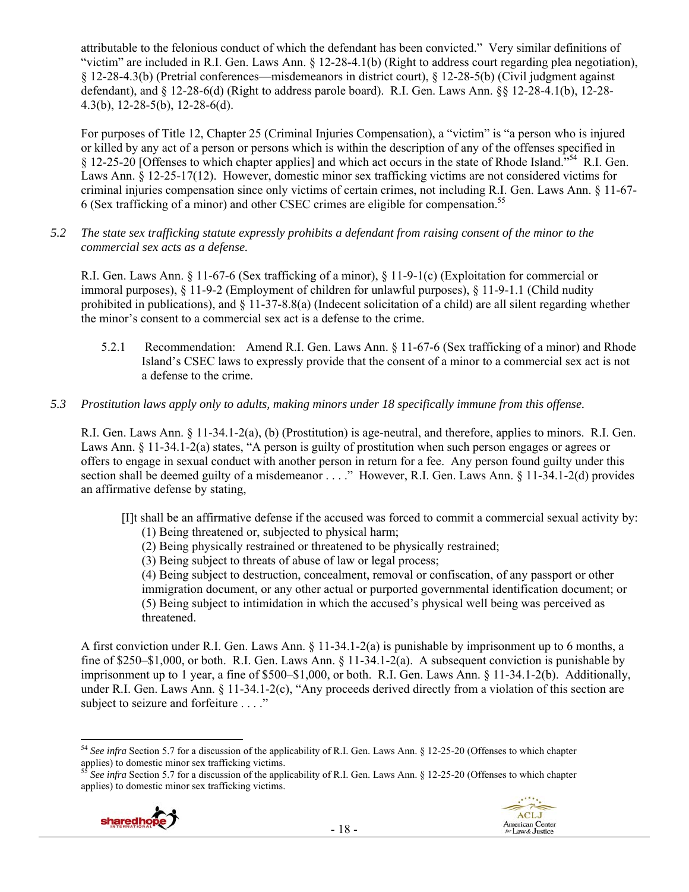attributable to the felonious conduct of which the defendant has been convicted." Very similar definitions of "victim" are included in R.I. Gen. Laws Ann. § 12-28-4.1(b) (Right to address court regarding plea negotiation), § 12-28-4.3(b) (Pretrial conferences—misdemeanors in district court), § 12-28-5(b) (Civil judgment against defendant), and § 12-28-6(d) (Right to address parole board). R.I. Gen. Laws Ann. §§ 12-28-4.1(b), 12-28-4.3(b), 12-28-5(b), 12-28-6(d).

For purposes of Title 12, Chapter 25 (Criminal Injuries Compensation), a "victim" is "a person who is injured or killed by any act of a person or persons which is within the description of any of the offenses specified in § 12-25-20 [Offenses to which chapter applies] and which act occurs in the state of Rhode Island."[54] R.I. Gen. Laws Ann. § 12-25-17(12). However, domestic minor sex trafficking victims are not considered victims for criminal injuries compensation since only victims of certain crimes, not including R.I. Gen. Laws Ann. § 11-67-6 (Sex trafficking of a minor) and other CSEC crimes are eligible for compensation.[55]

*5.2 The state sex trafficking statute expressly prohibits a defendant from raising consent of the minor to the commercial sex acts as a defense.*

R.I. Gen. Laws Ann. § 11-67-6 (Sex trafficking of a minor), § 11-9-1(c) (Exploitation for commercial or immoral purposes), § 11-9-2 (Employment of children for unlawful purposes), § 11-9-1.1 (Child nudity prohibited in publications), and § 11-37-8.8(a) (Indecent solicitation of a child) are all silent regarding whether the minor's consent to a commercial sex act is a defense to the crime.

5.2.1 Recommendation: Amend R.I. Gen. Laws Ann. § 11-67-6 (Sex trafficking of a minor) and Rhode Island's CSEC laws to expressly provide that the consent of a minor to a commercial sex act is not a defense to the crime.

*5.3 Prostitution laws apply only to adults, making minors under 18 specifically immune from this offense.*

R.I. Gen. Laws Ann. § 11-34.1-2(a), (b) (Prostitution) is age-neutral, and therefore, applies to minors. R.I. Gen. Laws Ann. § 11-34.1-2(a) states, "A person is guilty of prostitution when such person engages or agrees or offers to engage in sexual conduct with another person in return for a fee. Any person found guilty under this section shall be deemed guilty of a misdemeanor . . . ." However, R.I. Gen. Laws Ann. § 11-34.1-2(d) provides an affirmative defense by stating,

> [I]t shall be an affirmative defense if the accused was forced to commit a commercial sexual activity by:
> (1) Being threatened or, subjected to physical harm;
> (2) Being physically restrained or threatened to be physically restrained;
> (3) Being subject to threats of abuse of law or legal process;
> (4) Being subject to destruction, concealment, removal or confiscation, of any passport or other immigration document, or any other actual or purported governmental identification document; or
> (5) Being subject to intimidation in which the accused's physical well being was perceived as threatened.

A first conviction under R.I. Gen. Laws Ann. § 11-34.1-2(a) is punishable by imprisonment up to 6 months, a fine of \$250–\$1,000, or both. R.I. Gen. Laws Ann. § 11-34.1-2(a). A subsequent conviction is punishable by imprisonment up to 1 year, a fine of \$500–\$1,000, or both. R.I. Gen. Laws Ann. § 11-34.1-2(b). Additionally, under R.I. Gen. Laws Ann. § 11-34.1-2(c), "Any proceeds derived directly from a violation of this section are subject to seizure and forfeiture . . . ."

---

[54] *See infra* Section 5.7 for a discussion of the applicability of R.I. Gen. Laws Ann. § 12-25-20 (Offenses to which chapter applies) to domestic minor sex trafficking victims.

[55] *See infra* Section 5.7 for a discussion of the applicability of R.I. Gen. Laws Ann. § 12-25-20 (Offenses to which chapter applies) to domestic minor sex trafficking victims.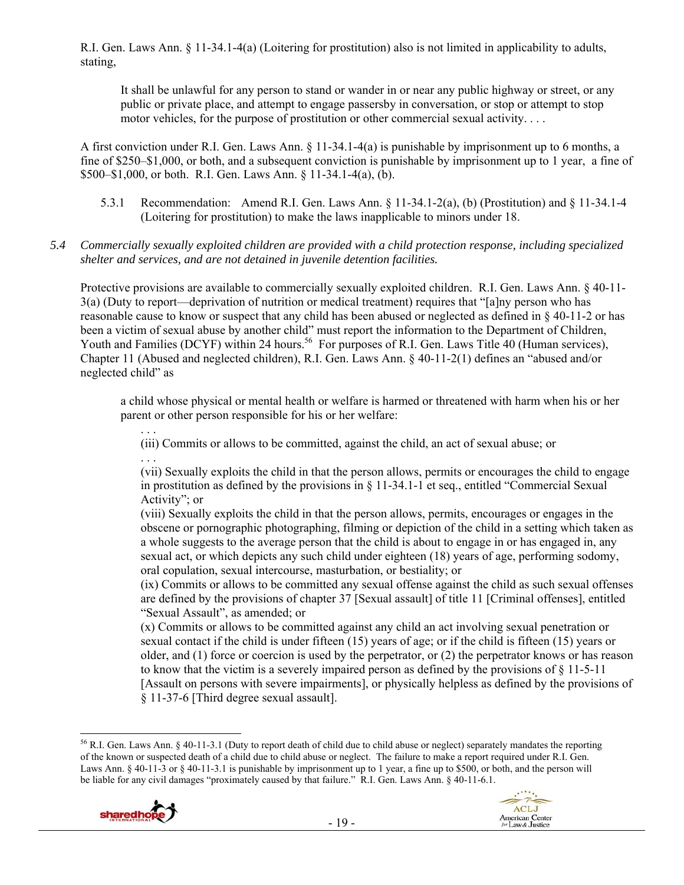R.I. Gen. Laws Ann. § 11-34.1-4(a) (Loitering for prostitution) also is not limited in applicability to adults, stating,

> It shall be unlawful for any person to stand or wander in or near any public highway or street, or any public or private place, and attempt to engage passersby in conversation, or stop or attempt to stop motor vehicles, for the purpose of prostitution or other commercial sexual activity. . . .

A first conviction under R.I. Gen. Laws Ann. § 11-34.1-4(a) is punishable by imprisonment up to 6 months, a fine of $250–$1,000, or both, and a subsequent conviction is punishable by imprisonment up to 1 year, a fine of $500–$1,000, or both. R.I. Gen. Laws Ann. § 11-34.1-4(a), (b).

5.3.1 Recommendation: Amend R.I. Gen. Laws Ann. § 11-34.1-2(a), (b) (Prostitution) and § 11-34.1-4 (Loitering for prostitution) to make the laws inapplicable to minors under 18.

*5.4 Commercially sexually exploited children are provided with a child protection response, including specialized shelter and services, and are not detained in juvenile detention facilities.*

Protective provisions are available to commercially sexually exploited children. R.I. Gen. Laws Ann. § 40-11-3(a) (Duty to report—deprivation of nutrition or medical treatment) requires that "[a]ny person who has reasonable cause to know or suspect that any child has been abused or neglected as defined in § 40-11-2 or has been a victim of sexual abuse by another child" must report the information to the Department of Children, Youth and Families (DCYF) within 24 hours.[56] For purposes of R.I. Gen. Laws Title 40 (Human services), Chapter 11 (Abused and neglected children), R.I. Gen. Laws Ann. § 40-11-2(1) defines an "abused and/or neglected child" as

> a child whose physical or mental health or welfare is harmed or threatened with harm when his or her parent or other person responsible for his or her welfare:
>
> . . .
>
> (iii) Commits or allows to be committed, against the child, an act of sexual abuse; or
>
> . . .
>
> (vii) Sexually exploits the child in that the person allows, permits or encourages the child to engage in prostitution as defined by the provisions in § 11-34.1-1 et seq., entitled "Commercial Sexual Activity"; or
>
> (viii) Sexually exploits the child in that the person allows, permits, encourages or engages in the obscene or pornographic photographing, filming or depiction of the child in a setting which taken as a whole suggests to the average person that the child is about to engage in or has engaged in, any sexual act, or which depicts any such child under eighteen (18) years of age, performing sodomy, oral copulation, sexual intercourse, masturbation, or bestiality; or
>
> (ix) Commits or allows to be committed any sexual offense against the child as such sexual offenses are defined by the provisions of chapter 37 [Sexual assault] of title 11 [Criminal offenses], entitled "Sexual Assault", as amended; or
>
> (x) Commits or allows to be committed against any child an act involving sexual penetration or sexual contact if the child is under fifteen (15) years of age; or if the child is fifteen (15) years or older, and (1) force or coercion is used by the perpetrator, or (2) the perpetrator knows or has reason to know that the victim is a severely impaired person as defined by the provisions of § 11-5-11 [Assault on persons with severe impairments], or physically helpless as defined by the provisions of § 11-37-6 [Third degree sexual assault].

---

[56] R.I. Gen. Laws Ann. § 40-11-3.1 (Duty to report death of child due to child abuse or neglect) separately mandates the reporting of the known or suspected death of a child due to child abuse or neglect. The failure to make a report required under R.I. Gen. Laws Ann. § 40-11-3 or § 40-11-3.1 is punishable by imprisonment up to 1 year, a fine up to $500, or both, and the person will be liable for any civil damages "proximately caused by that failure." R.I. Gen. Laws Ann. § 40-11-6.1.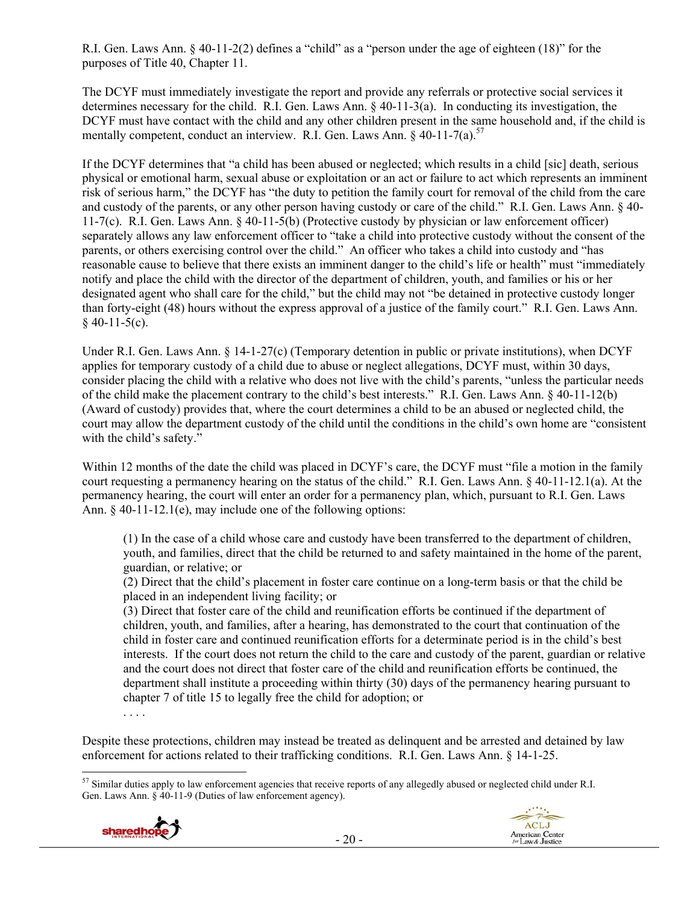R.I. Gen. Laws Ann. § 40-11-2(2) defines a "child" as a "person under the age of eighteen (18)" for the purposes of Title 40, Chapter 11.

The DCYF must immediately investigate the report and provide any referrals or protective social services it determines necessary for the child. R.I. Gen. Laws Ann. § 40-11-3(a). In conducting its investigation, the DCYF must have contact with the child and any other children present in the same household and, if the child is mentally competent, conduct an interview. R.I. Gen. Laws Ann. § 40-11-7(a).[57]

If the DCYF determines that "a child has been abused or neglected; which results in a child [sic] death, serious physical or emotional harm, sexual abuse or exploitation or an act or failure to act which represents an imminent risk of serious harm," the DCYF has "the duty to petition the family court for removal of the child from the care and custody of the parents, or any other person having custody or care of the child." R.I. Gen. Laws Ann. § 40-11-7(c). R.I. Gen. Laws Ann. § 40-11-5(b) (Protective custody by physician or law enforcement officer) separately allows any law enforcement officer to "take a child into protective custody without the consent of the parents, or others exercising control over the child." An officer who takes a child into custody and "has reasonable cause to believe that there exists an imminent danger to the child's life or health" must "immediately notify and place the child with the director of the department of children, youth, and families or his or her designated agent who shall care for the child," but the child may not "be detained in protective custody longer than forty-eight (48) hours without the express approval of a justice of the family court." R.I. Gen. Laws Ann. § 40-11-5(c).

Under R.I. Gen. Laws Ann. § 14-1-27(c) (Temporary detention in public or private institutions), when DCYF applies for temporary custody of a child due to abuse or neglect allegations, DCYF must, within 30 days, consider placing the child with a relative who does not live with the child's parents, "unless the particular needs of the child make the placement contrary to the child's best interests." R.I. Gen. Laws Ann. § 40-11-12(b) (Award of custody) provides that, where the court determines a child to be an abused or neglected child, the court may allow the department custody of the child until the conditions in the child's own home are "consistent with the child's safety."

Within 12 months of the date the child was placed in DCYF's care, the DCYF must "file a motion in the family court requesting a permanency hearing on the status of the child." R.I. Gen. Laws Ann. § 40-11-12.1(a). At the permanency hearing, the court will enter an order for a permanency plan, which, pursuant to R.I. Gen. Laws Ann. § 40-11-12.1(e), may include one of the following options:

> (1) In the case of a child whose care and custody have been transferred to the department of children, youth, and families, direct that the child be returned to and safety maintained in the home of the parent, guardian, or relative; or
> (2) Direct that the child's placement in foster care continue on a long-term basis or that the child be placed in an independent living facility; or
> (3) Direct that foster care of the child and reunification efforts be continued if the department of children, youth, and families, after a hearing, has demonstrated to the court that continuation of the child in foster care and continued reunification efforts for a determinate period is in the child's best interests. If the court does not return the child to the care and custody of the parent, guardian or relative and the court does not direct that foster care of the child and reunification efforts be continued, the department shall institute a proceeding within thirty (30) days of the permanency hearing pursuant to chapter 7 of title 15 to legally free the child for adoption; or
> . . . .

Despite these protections, children may instead be treated as delinquent and be arrested and detained by law enforcement for actions related to their trafficking conditions. R.I. Gen. Laws Ann. § 14-1-25.

[57] Similar duties apply to law enforcement agencies that receive reports of any allegedly abused or neglected child under R.I. Gen. Laws Ann. § 40-11-9 (Duties of law enforcement agency).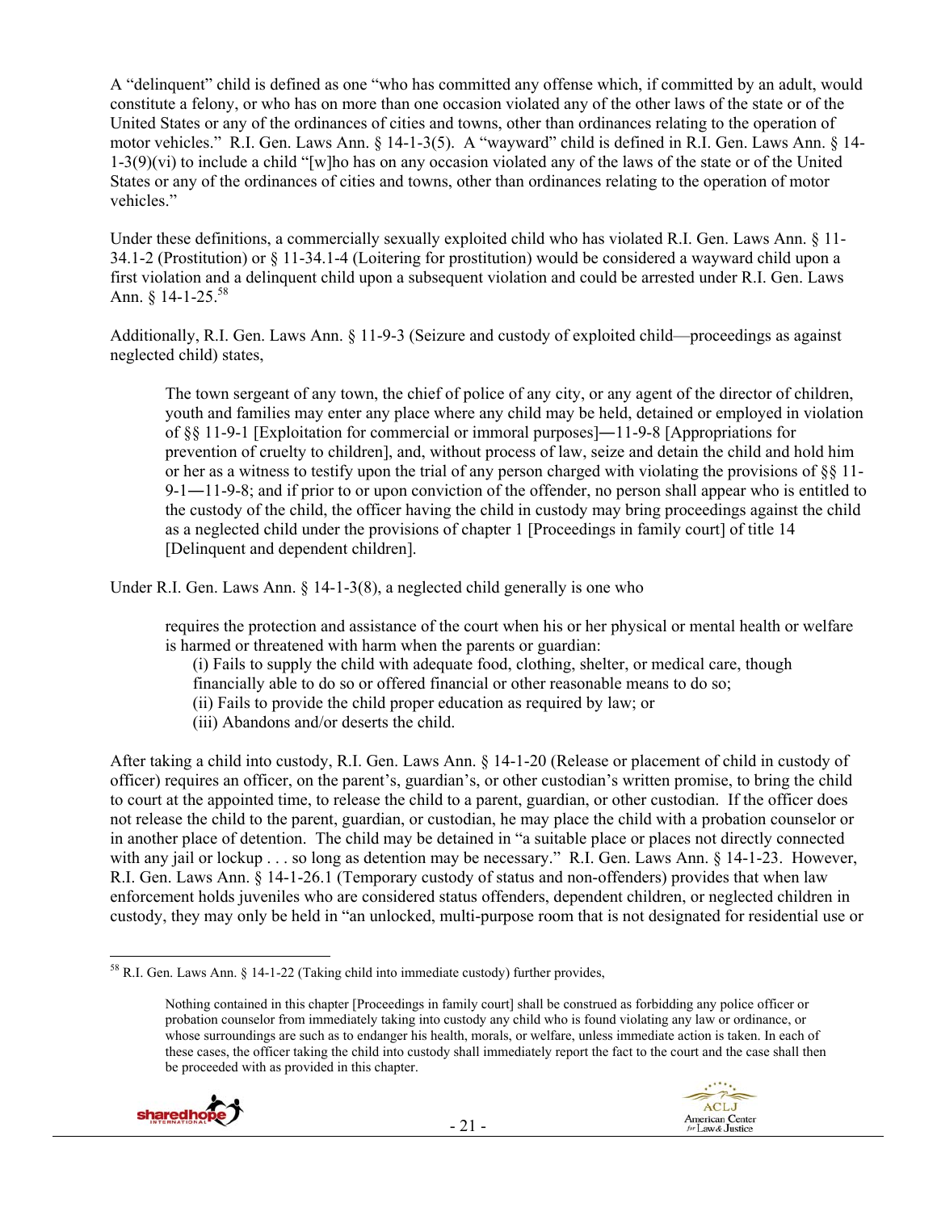A "delinquent" child is defined as one "who has committed any offense which, if committed by an adult, would constitute a felony, or who has on more than one occasion violated any of the other laws of the state or of the United States or any of the ordinances of cities and towns, other than ordinances relating to the operation of motor vehicles." R.I. Gen. Laws Ann. § 14-1-3(5). A "wayward" child is defined in R.I. Gen. Laws Ann. § 14-1-3(9)(vi) to include a child "[w]ho has on any occasion violated any of the laws of the state or of the United States or any of the ordinances of cities and towns, other than ordinances relating to the operation of motor vehicles."

Under these definitions, a commercially sexually exploited child who has violated R.I. Gen. Laws Ann. § 11-34.1-2 (Prostitution) or § 11-34.1-4 (Loitering for prostitution) would be considered a wayward child upon a first violation and a delinquent child upon a subsequent violation and could be arrested under R.I. Gen. Laws Ann. § 14-1-25.[58]

Additionally, R.I. Gen. Laws Ann. § 11-9-3 (Seizure and custody of exploited child—proceedings as against neglected child) states,

> The town sergeant of any town, the chief of police of any city, or any agent of the director of children, youth and families may enter any place where any child may be held, detained or employed in violation of §§ 11-9-1 [Exploitation for commercial or immoral purposes]―11-9-8 [Appropriations for prevention of cruelty to children], and, without process of law, seize and detain the child and hold him or her as a witness to testify upon the trial of any person charged with violating the provisions of §§ 11-9-1―11-9-8; and if prior to or upon conviction of the offender, no person shall appear who is entitled to the custody of the child, the officer having the child in custody may bring proceedings against the child as a neglected child under the provisions of chapter 1 [Proceedings in family court] of title 14 [Delinquent and dependent children].

Under R.I. Gen. Laws Ann. § 14-1-3(8), a neglected child generally is one who

> requires the protection and assistance of the court when his or her physical or mental health or welfare is harmed or threatened with harm when the parents or guardian:
>
> (i) Fails to supply the child with adequate food, clothing, shelter, or medical care, though financially able to do so or offered financial or other reasonable means to do so;
>
> (ii) Fails to provide the child proper education as required by law; or
>
> (iii) Abandons and/or deserts the child.

After taking a child into custody, R.I. Gen. Laws Ann. § 14-1-20 (Release or placement of child in custody of officer) requires an officer, on the parent's, guardian's, or other custodian's written promise, to bring the child to court at the appointed time, to release the child to a parent, guardian, or other custodian. If the officer does not release the child to the parent, guardian, or custodian, he may place the child with a probation counselor or in another place of detention. The child may be detained in "a suitable place or places not directly connected with any jail or lockup . . . so long as detention may be necessary." R.I. Gen. Laws Ann. § 14-1-23. However, R.I. Gen. Laws Ann. § 14-1-26.1 (Temporary custody of status and non-offenders) provides that when law enforcement holds juveniles who are considered status offenders, dependent children, or neglected children in custody, they may only be held in "an unlocked, multi-purpose room that is not designated for residential use or

---

[58] R.I. Gen. Laws Ann. § 14-1-22 (Taking child into immediate custody) further provides,

> Nothing contained in this chapter [Proceedings in family court] shall be construed as forbidding any police officer or probation counselor from immediately taking into custody any child who is found violating any law or ordinance, or whose surroundings are such as to endanger his health, morals, or welfare, unless immediate action is taken. In each of these cases, the officer taking the child into custody shall immediately report the fact to the court and the case shall then be proceeded with as provided in this chapter.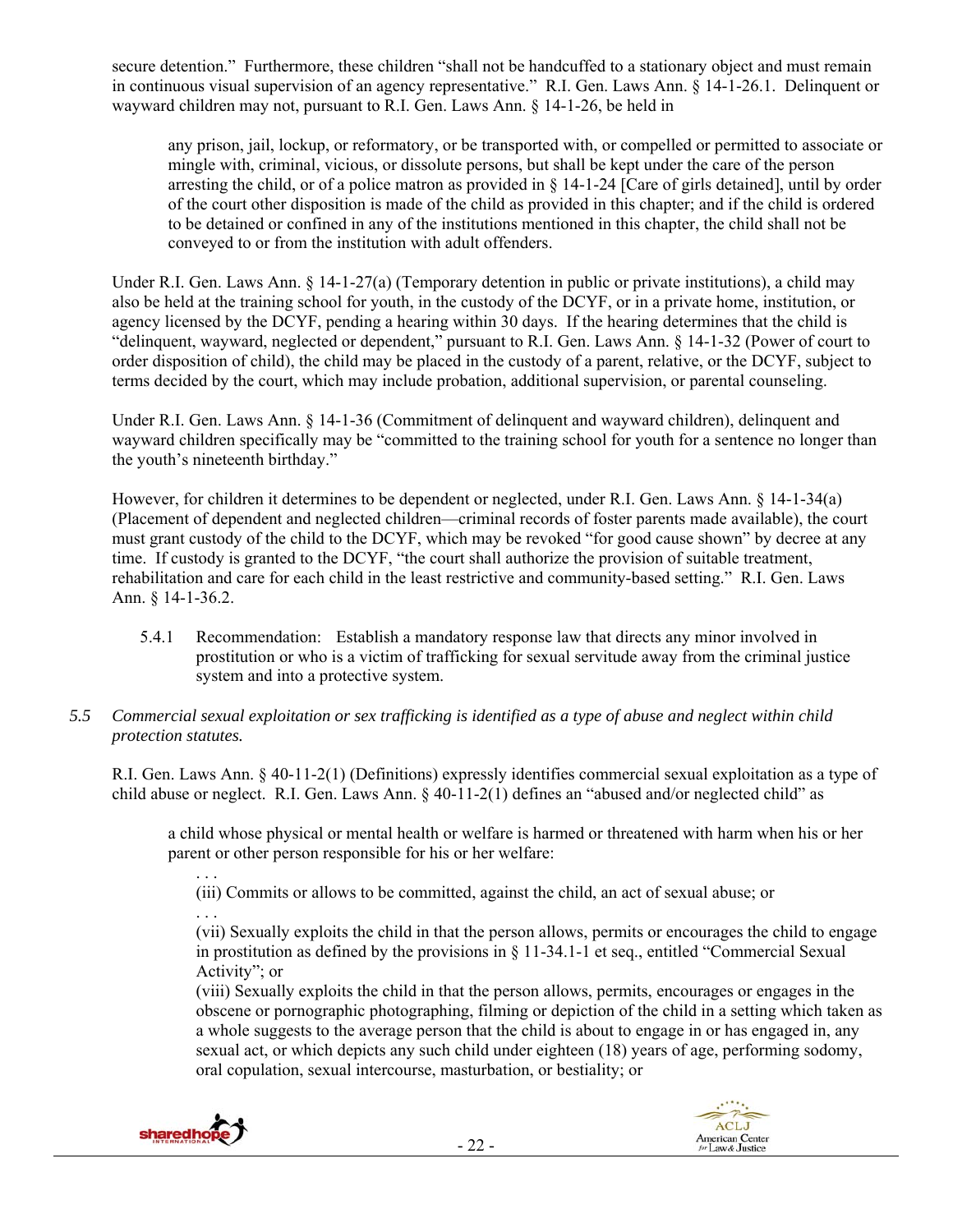secure detention." Furthermore, these children "shall not be handcuffed to a stationary object and must remain in continuous visual supervision of an agency representative." R.I. Gen. Laws Ann. § 14-1-26.1. Delinquent or wayward children may not, pursuant to R.I. Gen. Laws Ann. § 14-1-26, be held in

> any prison, jail, lockup, or reformatory, or be transported with, or compelled or permitted to associate or mingle with, criminal, vicious, or dissolute persons, but shall be kept under the care of the person arresting the child, or of a police matron as provided in § 14-1-24 [Care of girls detained], until by order of the court other disposition is made of the child as provided in this chapter; and if the child is ordered to be detained or confined in any of the institutions mentioned in this chapter, the child shall not be conveyed to or from the institution with adult offenders.

Under R.I. Gen. Laws Ann. § 14-1-27(a) (Temporary detention in public or private institutions), a child may also be held at the training school for youth, in the custody of the DCYF, or in a private home, institution, or agency licensed by the DCYF, pending a hearing within 30 days. If the hearing determines that the child is "delinquent, wayward, neglected or dependent," pursuant to R.I. Gen. Laws Ann. § 14-1-32 (Power of court to order disposition of child), the child may be placed in the custody of a parent, relative, or the DCYF, subject to terms decided by the court, which may include probation, additional supervision, or parental counseling.

Under R.I. Gen. Laws Ann. § 14-1-36 (Commitment of delinquent and wayward children), delinquent and wayward children specifically may be "committed to the training school for youth for a sentence no longer than the youth's nineteenth birthday."

However, for children it determines to be dependent or neglected, under R.I. Gen. Laws Ann. § 14-1-34(a) (Placement of dependent and neglected children—criminal records of foster parents made available), the court must grant custody of the child to the DCYF, which may be revoked "for good cause shown" by decree at any time. If custody is granted to the DCYF, "the court shall authorize the provision of suitable treatment, rehabilitation and care for each child in the least restrictive and community-based setting." R.I. Gen. Laws Ann. § 14-1-36.2.

5.4.1 Recommendation: Establish a mandatory response law that directs any minor involved in prostitution or who is a victim of trafficking for sexual servitude away from the criminal justice system and into a protective system.

*5.5 Commercial sexual exploitation or sex trafficking is identified as a type of abuse and neglect within child protection statutes.*

R.I. Gen. Laws Ann. § 40-11-2(1) (Definitions) expressly identifies commercial sexual exploitation as a type of child abuse or neglect. R.I. Gen. Laws Ann. § 40-11-2(1) defines an "abused and/or neglected child" as

> a child whose physical or mental health or welfare is harmed or threatened with harm when his or her parent or other person responsible for his or her welfare:
>
> . . .
>
> (iii) Commits or allows to be committed, against the child, an act of sexual abuse; or
>
> . . .
>
> (vii) Sexually exploits the child in that the person allows, permits or encourages the child to engage in prostitution as defined by the provisions in § 11-34.1-1 et seq., entitled "Commercial Sexual Activity"; or
>
> (viii) Sexually exploits the child in that the person allows, permits, encourages or engages in the obscene or pornographic photographing, filming or depiction of the child in a setting which taken as a whole suggests to the average person that the child is about to engage in or has engaged in, any sexual act, or which depicts any such child under eighteen (18) years of age, performing sodomy, oral copulation, sexual intercourse, masturbation, or bestiality; or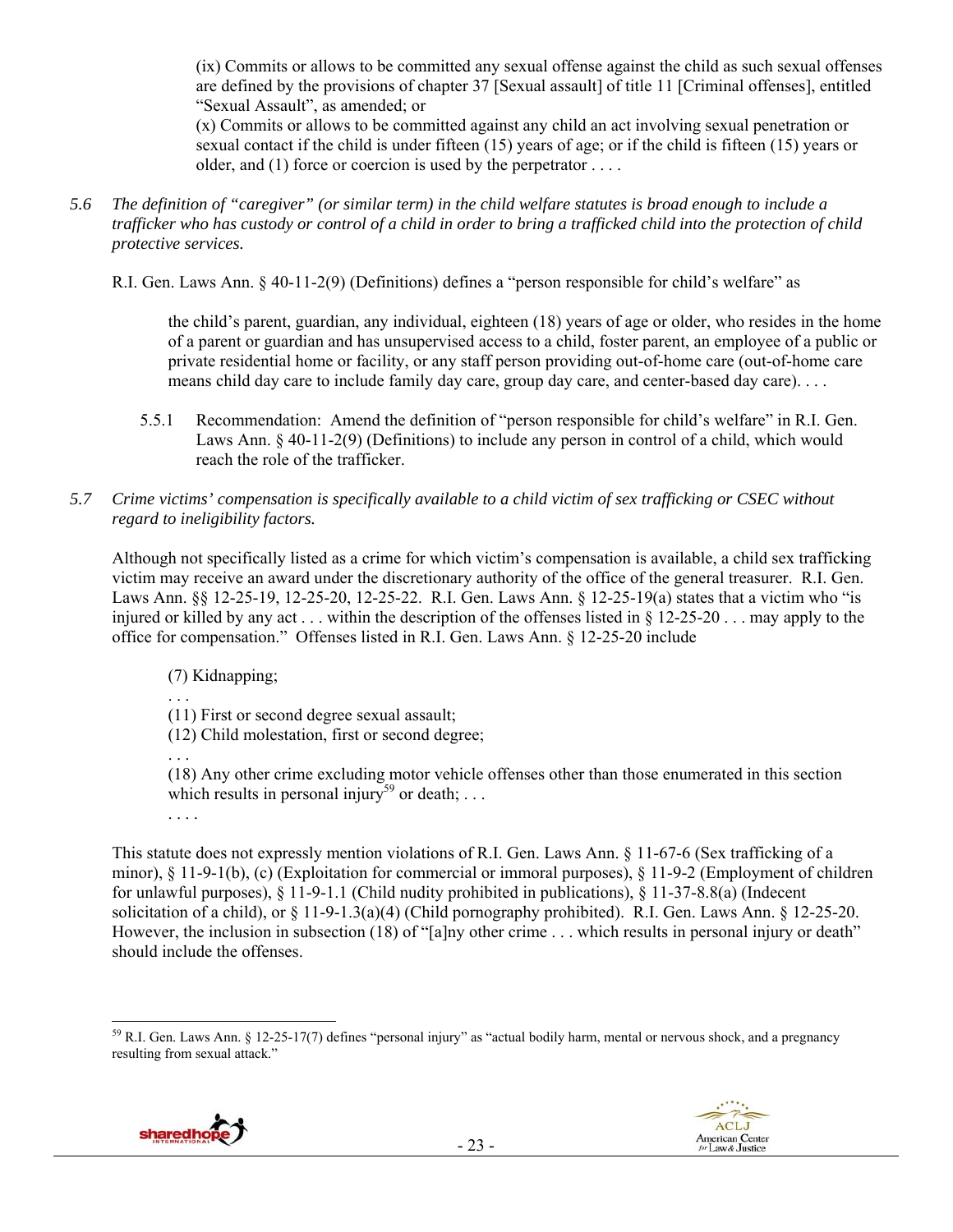> (ix) Commits or allows to be committed any sexual offense against the child as such sexual offenses are defined by the provisions of chapter 37 [Sexual assault] of title 11 [Criminal offenses], entitled "Sexual Assault", as amended; or
>
> (x) Commits or allows to be committed against any child an act involving sexual penetration or sexual contact if the child is under fifteen (15) years of age; or if the child is fifteen (15) years or older, and (1) force or coercion is used by the perpetrator . . . .

*5.6 The definition of "caregiver" (or similar term) in the child welfare statutes is broad enough to include a trafficker who has custody or control of a child in order to bring a trafficked child into the protection of child protective services.*

R.I. Gen. Laws Ann. § 40-11-2(9) (Definitions) defines a "person responsible for child's welfare" as

> the child's parent, guardian, any individual, eighteen (18) years of age or older, who resides in the home of a parent or guardian and has unsupervised access to a child, foster parent, an employee of a public or private residential home or facility, or any staff person providing out-of-home care (out-of-home care means child day care to include family day care, group day care, and center-based day care). . . .

5.5.1 Recommendation: Amend the definition of "person responsible for child's welfare" in R.I. Gen. Laws Ann. § 40-11-2(9) (Definitions) to include any person in control of a child, which would reach the role of the trafficker.

*5.7 Crime victims' compensation is specifically available to a child victim of sex trafficking or CSEC without regard to ineligibility factors.*

Although not specifically listed as a crime for which victim's compensation is available, a child sex trafficking victim may receive an award under the discretionary authority of the office of the general treasurer. R.I. Gen. Laws Ann. §§ 12-25-19, 12-25-20, 12-25-22. R.I. Gen. Laws Ann. § 12-25-19(a) states that a victim who "is injured or killed by any act . . . within the description of the offenses listed in § 12-25-20 . . . may apply to the office for compensation." Offenses listed in R.I. Gen. Laws Ann. § 12-25-20 include

> (7) Kidnapping;
>
> . . .
>
> (11) First or second degree sexual assault;
>
> (12) Child molestation, first or second degree;
>
> . . .
>
> (18) Any other crime excluding motor vehicle offenses other than those enumerated in this section which results in personal injury[59] or death; . . .
>
> . . . .

This statute does not expressly mention violations of R.I. Gen. Laws Ann. § 11-67-6 (Sex trafficking of a minor), § 11-9-1(b), (c) (Exploitation for commercial or immoral purposes), § 11-9-2 (Employment of children for unlawful purposes), § 11-9-1.1 (Child nudity prohibited in publications), § 11-37-8.8(a) (Indecent solicitation of a child), or § 11-9-1.3(a)(4) (Child pornography prohibited). R.I. Gen. Laws Ann. § 12-25-20. However, the inclusion in subsection (18) of "[a]ny other crime . . . which results in personal injury or death" should include the offenses.

---

[59] R.I. Gen. Laws Ann. § 12-25-17(7) defines "personal injury" as "actual bodily harm, mental or nervous shock, and a pregnancy resulting from sexual attack."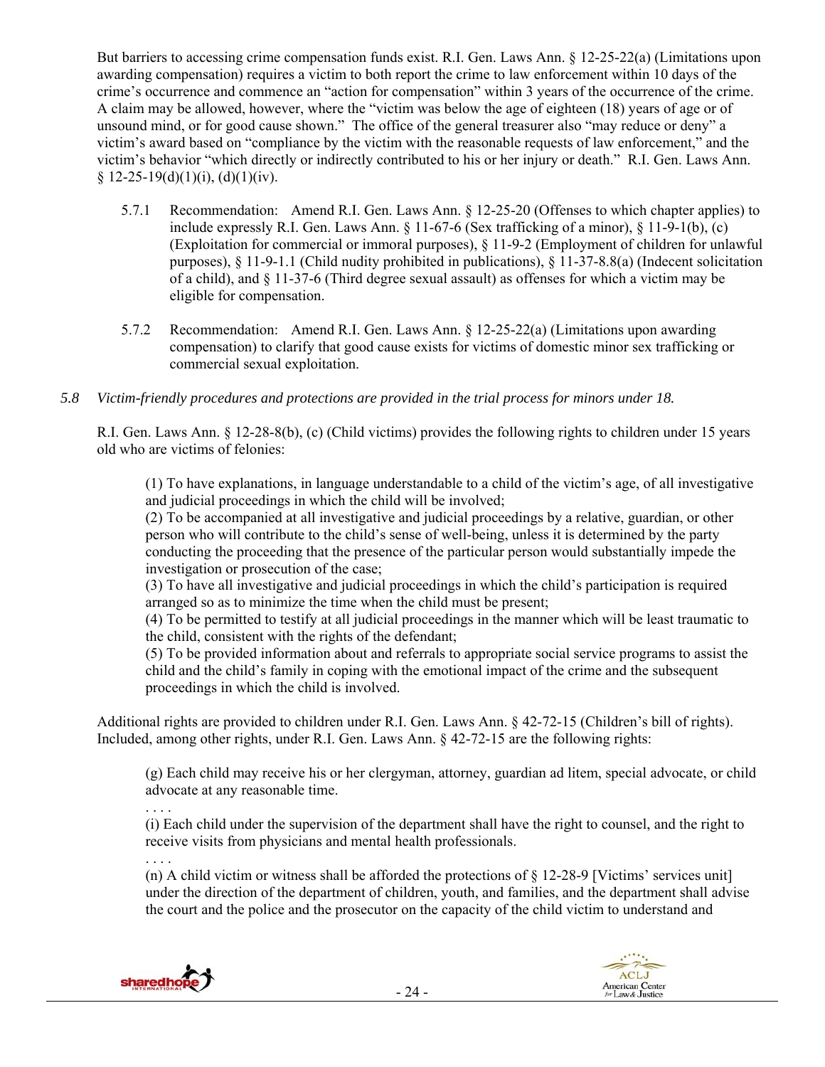But barriers to accessing crime compensation funds exist. R.I. Gen. Laws Ann. § 12-25-22(a) (Limitations upon awarding compensation) requires a victim to both report the crime to law enforcement within 10 days of the crime's occurrence and commence an "action for compensation" within 3 years of the occurrence of the crime. A claim may be allowed, however, where the "victim was below the age of eighteen (18) years of age or of unsound mind, or for good cause shown." The office of the general treasurer also "may reduce or deny" a victim's award based on "compliance by the victim with the reasonable requests of law enforcement," and the victim's behavior "which directly or indirectly contributed to his or her injury or death." R.I. Gen. Laws Ann. § 12-25-19(d)(1)(i), (d)(1)(iv).

5.7.1 Recommendation: Amend R.I. Gen. Laws Ann. § 12-25-20 (Offenses to which chapter applies) to include expressly R.I. Gen. Laws Ann. § 11-67-6 (Sex trafficking of a minor), § 11-9-1(b), (c) (Exploitation for commercial or immoral purposes), § 11-9-2 (Employment of children for unlawful purposes), § 11-9-1.1 (Child nudity prohibited in publications), § 11-37-8.8(a) (Indecent solicitation of a child), and § 11-37-6 (Third degree sexual assault) as offenses for which a victim may be eligible for compensation.

5.7.2 Recommendation: Amend R.I. Gen. Laws Ann. § 12-25-22(a) (Limitations upon awarding compensation) to clarify that good cause exists for victims of domestic minor sex trafficking or commercial sexual exploitation.

*5.8 Victim-friendly procedures and protections are provided in the trial process for minors under 18.*

R.I. Gen. Laws Ann. § 12-28-8(b), (c) (Child victims) provides the following rights to children under 15 years old who are victims of felonies:

> (1) To have explanations, in language understandable to a child of the victim's age, of all investigative and judicial proceedings in which the child will be involved;
> (2) To be accompanied at all investigative and judicial proceedings by a relative, guardian, or other person who will contribute to the child's sense of well-being, unless it is determined by the party conducting the proceeding that the presence of the particular person would substantially impede the investigation or prosecution of the case;
> (3) To have all investigative and judicial proceedings in which the child's participation is required arranged so as to minimize the time when the child must be present;
> (4) To be permitted to testify at all judicial proceedings in the manner which will be least traumatic to the child, consistent with the rights of the defendant;
> (5) To be provided information about and referrals to appropriate social service programs to assist the child and the child's family in coping with the emotional impact of the crime and the subsequent proceedings in which the child is involved.

Additional rights are provided to children under R.I. Gen. Laws Ann. § 42-72-15 (Children's bill of rights). Included, among other rights, under R.I. Gen. Laws Ann. § 42-72-15 are the following rights:

> (g) Each child may receive his or her clergyman, attorney, guardian ad litem, special advocate, or child advocate at any reasonable time.
> . . . .
> (i) Each child under the supervision of the department shall have the right to counsel, and the right to receive visits from physicians and mental health professionals.
> . . . .
> (n) A child victim or witness shall be afforded the protections of § 12-28-9 [Victims' services unit] under the direction of the department of children, youth, and families, and the department shall advise the court and the police and the prosecutor on the capacity of the child victim to understand and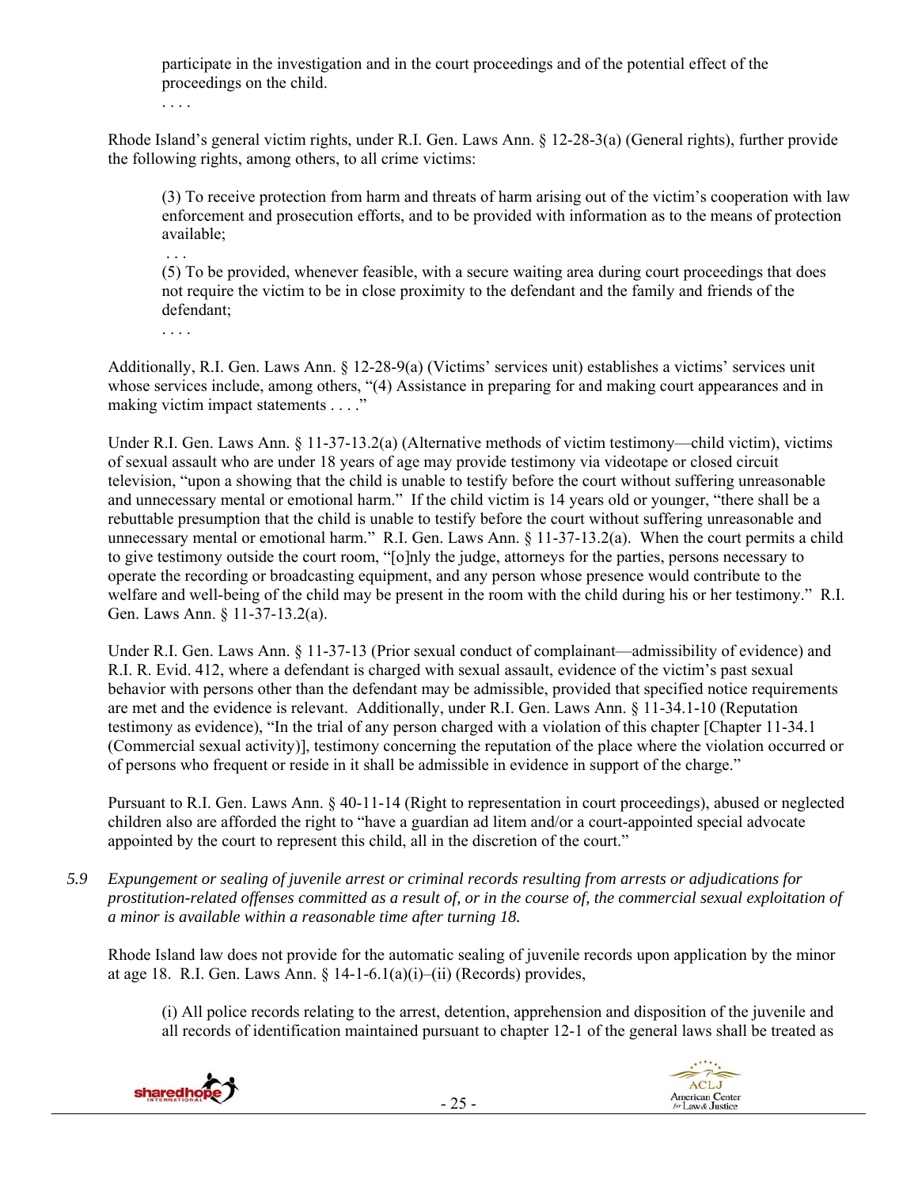> participate in the investigation and in the court proceedings and of the potential effect of the proceedings on the child.
>
> . . . .

Rhode Island's general victim rights, under R.I. Gen. Laws Ann. § 12-28-3(a) (General rights), further provide the following rights, among others, to all crime victims:

> (3) To receive protection from harm and threats of harm arising out of the victim's cooperation with law enforcement and prosecution efforts, and to be provided with information as to the means of protection available;
>
> . . .
>
> (5) To be provided, whenever feasible, with a secure waiting area during court proceedings that does not require the victim to be in close proximity to the defendant and the family and friends of the defendant;
>
> . . . .

Additionally, R.I. Gen. Laws Ann. § 12-28-9(a) (Victims' services unit) establishes a victims' services unit whose services include, among others, "(4) Assistance in preparing for and making court appearances and in making victim impact statements . . . ."

Under R.I. Gen. Laws Ann. § 11-37-13.2(a) (Alternative methods of victim testimony—child victim), victims of sexual assault who are under 18 years of age may provide testimony via videotape or closed circuit television, "upon a showing that the child is unable to testify before the court without suffering unreasonable and unnecessary mental or emotional harm." If the child victim is 14 years old or younger, "there shall be a rebuttable presumption that the child is unable to testify before the court without suffering unreasonable and unnecessary mental or emotional harm." R.I. Gen. Laws Ann. § 11-37-13.2(a). When the court permits a child to give testimony outside the court room, "[o]nly the judge, attorneys for the parties, persons necessary to operate the recording or broadcasting equipment, and any person whose presence would contribute to the welfare and well-being of the child may be present in the room with the child during his or her testimony." R.I. Gen. Laws Ann. § 11-37-13.2(a).

Under R.I. Gen. Laws Ann. § 11-37-13 (Prior sexual conduct of complainant—admissibility of evidence) and R.I. R. Evid. 412, where a defendant is charged with sexual assault, evidence of the victim's past sexual behavior with persons other than the defendant may be admissible, provided that specified notice requirements are met and the evidence is relevant. Additionally, under R.I. Gen. Laws Ann. § 11-34.1-10 (Reputation testimony as evidence), "In the trial of any person charged with a violation of this chapter [Chapter 11-34.1 (Commercial sexual activity)], testimony concerning the reputation of the place where the violation occurred or of persons who frequent or reside in it shall be admissible in evidence in support of the charge."

Pursuant to R.I. Gen. Laws Ann. § 40-11-14 (Right to representation in court proceedings), abused or neglected children also are afforded the right to "have a guardian ad litem and/or a court-appointed special advocate appointed by the court to represent this child, all in the discretion of the court."

*5.9 Expungement or sealing of juvenile arrest or criminal records resulting from arrests or adjudications for prostitution-related offenses committed as a result of, or in the course of, the commercial sexual exploitation of a minor is available within a reasonable time after turning 18.*

Rhode Island law does not provide for the automatic sealing of juvenile records upon application by the minor at age 18. R.I. Gen. Laws Ann. § 14-1-6.1(a)(i)–(ii) (Records) provides,

> (i) All police records relating to the arrest, detention, apprehension and disposition of the juvenile and all records of identification maintained pursuant to chapter 12-1 of the general laws shall be treated as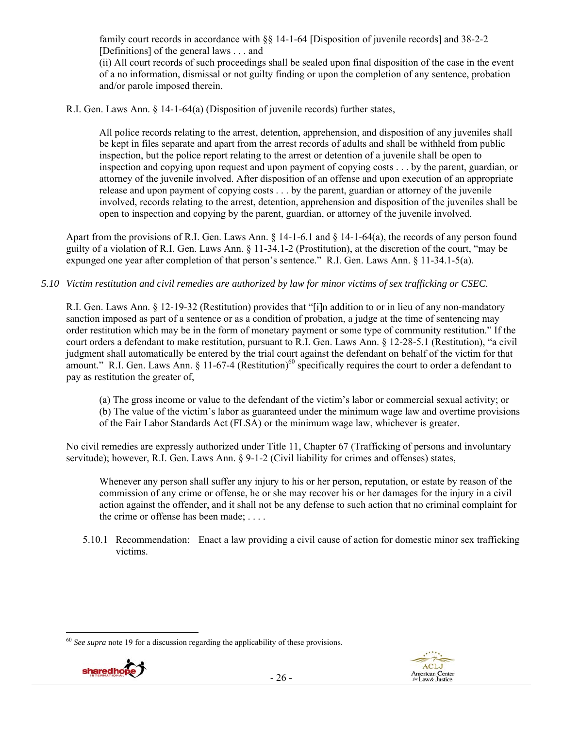family court records in accordance with §§ 14-1-64 [Disposition of juvenile records] and 38-2-2 [Definitions] of the general laws . . . and

(ii) All court records of such proceedings shall be sealed upon final disposition of the case in the event of a no information, dismissal or not guilty finding or upon the completion of any sentence, probation and/or parole imposed therein.

R.I. Gen. Laws Ann. § 14-1-64(a) (Disposition of juvenile records) further states,

> All police records relating to the arrest, detention, apprehension, and disposition of any juveniles shall be kept in files separate and apart from the arrest records of adults and shall be withheld from public inspection, but the police report relating to the arrest or detention of a juvenile shall be open to inspection and copying upon request and upon payment of copying costs . . . by the parent, guardian, or attorney of the juvenile involved. After disposition of an offense and upon execution of an appropriate release and upon payment of copying costs . . . by the parent, guardian or attorney of the juvenile involved, records relating to the arrest, detention, apprehension and disposition of the juveniles shall be open to inspection and copying by the parent, guardian, or attorney of the juvenile involved.

Apart from the provisions of R.I. Gen. Laws Ann. § 14-1-6.1 and § 14-1-64(a), the records of any person found guilty of a violation of R.I. Gen. Laws Ann. § 11-34.1-2 (Prostitution), at the discretion of the court, "may be expunged one year after completion of that person's sentence." R.I. Gen. Laws Ann. § 11-34.1-5(a).

*5.10 Victim restitution and civil remedies are authorized by law for minor victims of sex trafficking or CSEC.*

R.I. Gen. Laws Ann. § 12-19-32 (Restitution) provides that "[i]n addition to or in lieu of any non-mandatory sanction imposed as part of a sentence or as a condition of probation, a judge at the time of sentencing may order restitution which may be in the form of monetary payment or some type of community restitution." If the court orders a defendant to make restitution, pursuant to R.I. Gen. Laws Ann. § 12-28-5.1 (Restitution), "a civil judgment shall automatically be entered by the trial court against the defendant on behalf of the victim for that amount." R.I. Gen. Laws Ann. § 11-67-4 (Restitution)[60] specifically requires the court to order a defendant to pay as restitution the greater of,

> (a) The gross income or value to the defendant of the victim's labor or commercial sexual activity; or
> (b) The value of the victim's labor as guaranteed under the minimum wage law and overtime provisions of the Fair Labor Standards Act (FLSA) or the minimum wage law, whichever is greater.

No civil remedies are expressly authorized under Title 11, Chapter 67 (Trafficking of persons and involuntary servitude); however, R.I. Gen. Laws Ann. § 9-1-2 (Civil liability for crimes and offenses) states,

> Whenever any person shall suffer any injury to his or her person, reputation, or estate by reason of the commission of any crime or offense, he or she may recover his or her damages for the injury in a civil action against the offender, and it shall not be any defense to such action that no criminal complaint for the crime or offense has been made; . . . .

5.10.1 Recommendation: Enact a law providing a civil cause of action for domestic minor sex trafficking victims.

---

[60] *See supra* note 19 for a discussion regarding the applicability of these provisions.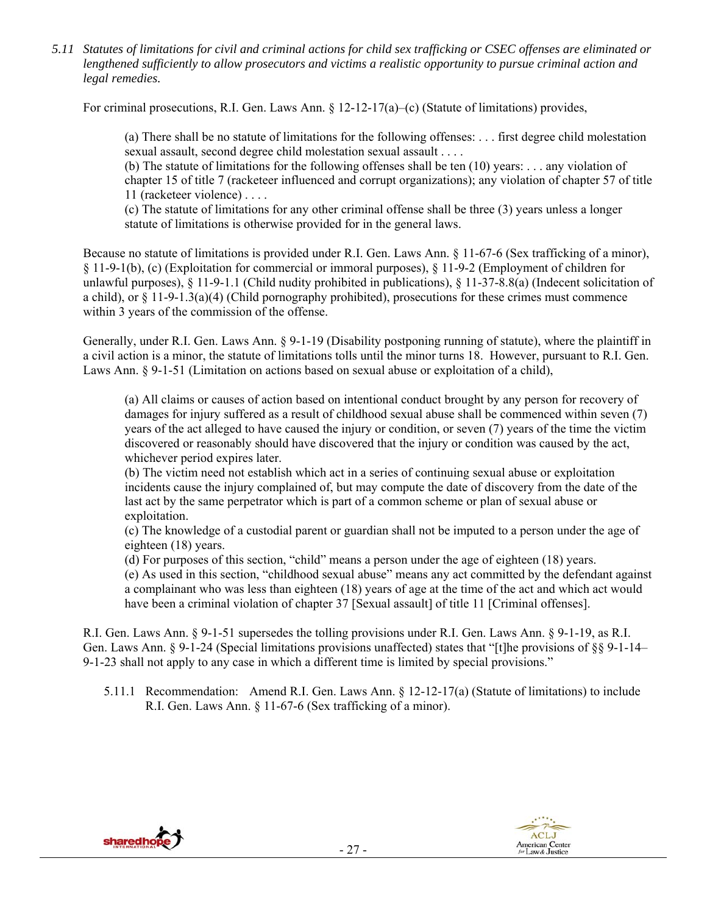*5.11 Statutes of limitations for civil and criminal actions for child sex trafficking or CSEC offenses are eliminated or lengthened sufficiently to allow prosecutors and victims a realistic opportunity to pursue criminal action and legal remedies.*

For criminal prosecutions, R.I. Gen. Laws Ann. § 12-12-17(a)–(c) (Statute of limitations) provides,

> (a) There shall be no statute of limitations for the following offenses: . . . first degree child molestation sexual assault, second degree child molestation sexual assault . . . .
>
> (b) The statute of limitations for the following offenses shall be ten (10) years: . . . any violation of chapter 15 of title 7 (racketeer influenced and corrupt organizations); any violation of chapter 57 of title 11 (racketeer violence) . . . .
>
> (c) The statute of limitations for any other criminal offense shall be three (3) years unless a longer statute of limitations is otherwise provided for in the general laws.

Because no statute of limitations is provided under R.I. Gen. Laws Ann. § 11-67-6 (Sex trafficking of a minor), § 11-9-1(b), (c) (Exploitation for commercial or immoral purposes), § 11-9-2 (Employment of children for unlawful purposes), § 11-9-1.1 (Child nudity prohibited in publications), § 11-37-8.8(a) (Indecent solicitation of a child), or § 11-9-1.3(a)(4) (Child pornography prohibited), prosecutions for these crimes must commence within 3 years of the commission of the offense.

Generally, under R.I. Gen. Laws Ann. § 9-1-19 (Disability postponing running of statute), where the plaintiff in a civil action is a minor, the statute of limitations tolls until the minor turns 18. However, pursuant to R.I. Gen. Laws Ann. § 9-1-51 (Limitation on actions based on sexual abuse or exploitation of a child),

> (a) All claims or causes of action based on intentional conduct brought by any person for recovery of damages for injury suffered as a result of childhood sexual abuse shall be commenced within seven (7) years of the act alleged to have caused the injury or condition, or seven (7) years of the time the victim discovered or reasonably should have discovered that the injury or condition was caused by the act, whichever period expires later.
>
> (b) The victim need not establish which act in a series of continuing sexual abuse or exploitation incidents cause the injury complained of, but may compute the date of discovery from the date of the last act by the same perpetrator which is part of a common scheme or plan of sexual abuse or exploitation.
>
> (c) The knowledge of a custodial parent or guardian shall not be imputed to a person under the age of eighteen (18) years.
>
> (d) For purposes of this section, "child" means a person under the age of eighteen (18) years.
>
> (e) As used in this section, "childhood sexual abuse" means any act committed by the defendant against a complainant who was less than eighteen (18) years of age at the time of the act and which act would have been a criminal violation of chapter 37 [Sexual assault] of title 11 [Criminal offenses].

R.I. Gen. Laws Ann. § 9-1-51 supersedes the tolling provisions under R.I. Gen. Laws Ann. § 9-1-19, as R.I. Gen. Laws Ann. § 9-1-24 (Special limitations provisions unaffected) states that "[t]he provisions of §§ 9-1-14–9-1-23 shall not apply to any case in which a different time is limited by special provisions."

5.11.1 Recommendation: Amend R.I. Gen. Laws Ann. § 12-12-17(a) (Statute of limitations) to include R.I. Gen. Laws Ann. § 11-67-6 (Sex trafficking of a minor).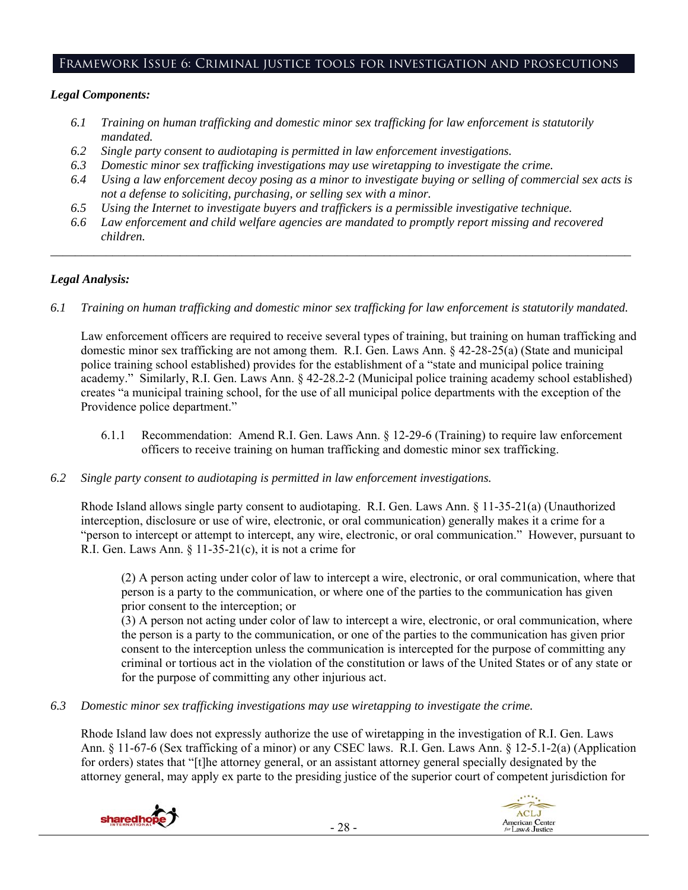## Framework Issue 6: Criminal justice tools for investigation and prosecutions

***Legal Components:***

- *6.1 Training on human trafficking and domestic minor sex trafficking for law enforcement is statutorily mandated.*
- *6.2 Single party consent to audiotaping is permitted in law enforcement investigations.*
- *6.3 Domestic minor sex trafficking investigations may use wiretapping to investigate the crime.*
- *6.4 Using a law enforcement decoy posing as a minor to investigate buying or selling of commercial sex acts is not a defense to soliciting, purchasing, or selling sex with a minor.*
- *6.5 Using the Internet to investigate buyers and traffickers is a permissible investigative technique.*
- *6.6 Law enforcement and child welfare agencies are mandated to promptly report missing and recovered children.*

---

***Legal Analysis:***

*6.1 Training on human trafficking and domestic minor sex trafficking for law enforcement is statutorily mandated.*

Law enforcement officers are required to receive several types of training, but training on human trafficking and domestic minor sex trafficking are not among them. R.I. Gen. Laws Ann. § 42-28-25(a) (State and municipal police training school established) provides for the establishment of a "state and municipal police training academy." Similarly, R.I. Gen. Laws Ann. § 42-28.2-2 (Municipal police training academy school established) creates "a municipal training school, for the use of all municipal police departments with the exception of the Providence police department."

6.1.1 Recommendation: Amend R.I. Gen. Laws Ann. § 12-29-6 (Training) to require law enforcement officers to receive training on human trafficking and domestic minor sex trafficking.

*6.2 Single party consent to audiotaping is permitted in law enforcement investigations.*

Rhode Island allows single party consent to audiotaping. R.I. Gen. Laws Ann. § 11-35-21(a) (Unauthorized interception, disclosure or use of wire, electronic, or oral communication) generally makes it a crime for a "person to intercept or attempt to intercept, any wire, electronic, or oral communication." However, pursuant to R.I. Gen. Laws Ann. § 11-35-21(c), it is not a crime for

> (2) A person acting under color of law to intercept a wire, electronic, or oral communication, where that person is a party to the communication, or where one of the parties to the communication has given prior consent to the interception; or
>
> (3) A person not acting under color of law to intercept a wire, electronic, or oral communication, where the person is a party to the communication, or one of the parties to the communication has given prior consent to the interception unless the communication is intercepted for the purpose of committing any criminal or tortious act in the violation of the constitution or laws of the United States or of any state or for the purpose of committing any other injurious act.

*6.3 Domestic minor sex trafficking investigations may use wiretapping to investigate the crime.*

Rhode Island law does not expressly authorize the use of wiretapping in the investigation of R.I. Gen. Laws Ann. § 11-67-6 (Sex trafficking of a minor) or any CSEC laws. R.I. Gen. Laws Ann. § 12-5.1-2(a) (Application for orders) states that "[t]he attorney general, or an assistant attorney general specially designated by the attorney general, may apply ex parte to the presiding justice of the superior court of competent jurisdiction for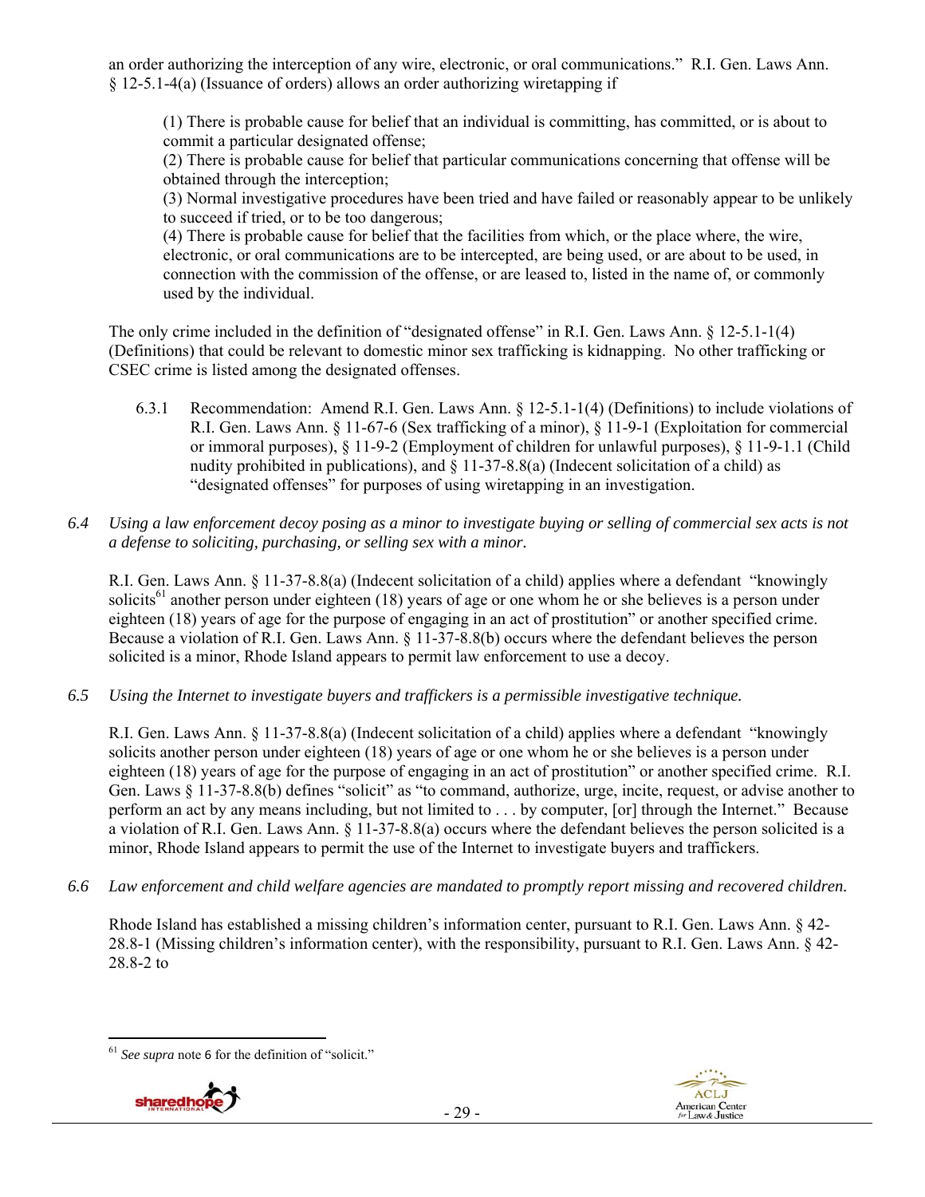an order authorizing the interception of any wire, electronic, or oral communications." R.I. Gen. Laws Ann. § 12-5.1-4(a) (Issuance of orders) allows an order authorizing wiretapping if

> (1) There is probable cause for belief that an individual is committing, has committed, or is about to commit a particular designated offense;
> (2) There is probable cause for belief that particular communications concerning that offense will be obtained through the interception;
> (3) Normal investigative procedures have been tried and have failed or reasonably appear to be unlikely to succeed if tried, or to be too dangerous;
> (4) There is probable cause for belief that the facilities from which, or the place where, the wire, electronic, or oral communications are to be intercepted, are being used, or are about to be used, in connection with the commission of the offense, or are leased to, listed in the name of, or commonly used by the individual.

The only crime included in the definition of "designated offense" in R.I. Gen. Laws Ann. § 12-5.1-1(4) (Definitions) that could be relevant to domestic minor sex trafficking is kidnapping. No other trafficking or CSEC crime is listed among the designated offenses.

6.3.1 Recommendation: Amend R.I. Gen. Laws Ann. § 12-5.1-1(4) (Definitions) to include violations of R.I. Gen. Laws Ann. § 11-67-6 (Sex trafficking of a minor), § 11-9-1 (Exploitation for commercial or immoral purposes), § 11-9-2 (Employment of children for unlawful purposes), § 11-9-1.1 (Child nudity prohibited in publications), and § 11-37-8.8(a) (Indecent solicitation of a child) as "designated offenses" for purposes of using wiretapping in an investigation.

*6.4 Using a law enforcement decoy posing as a minor to investigate buying or selling of commercial sex acts is not a defense to soliciting, purchasing, or selling sex with a minor.*

R.I. Gen. Laws Ann. § 11-37-8.8(a) (Indecent solicitation of a child) applies where a defendant "knowingly solicits[61] another person under eighteen (18) years of age or one whom he or she believes is a person under eighteen (18) years of age for the purpose of engaging in an act of prostitution" or another specified crime. Because a violation of R.I. Gen. Laws Ann. § 11-37-8.8(b) occurs where the defendant believes the person solicited is a minor, Rhode Island appears to permit law enforcement to use a decoy.

*6.5 Using the Internet to investigate buyers and traffickers is a permissible investigative technique.*

R.I. Gen. Laws Ann. § 11-37-8.8(a) (Indecent solicitation of a child) applies where a defendant "knowingly solicits another person under eighteen (18) years of age or one whom he or she believes is a person under eighteen (18) years of age for the purpose of engaging in an act of prostitution" or another specified crime. R.I. Gen. Laws § 11-37-8.8(b) defines "solicit" as "to command, authorize, urge, incite, request, or advise another to perform an act by any means including, but not limited to . . . by computer, [or] through the Internet." Because a violation of R.I. Gen. Laws Ann. § 11-37-8.8(a) occurs where the defendant believes the person solicited is a minor, Rhode Island appears to permit the use of the Internet to investigate buyers and traffickers.

*6.6 Law enforcement and child welfare agencies are mandated to promptly report missing and recovered children.*

Rhode Island has established a missing children's information center, pursuant to R.I. Gen. Laws Ann. § 42-28.8-1 (Missing children's information center), with the responsibility, pursuant to R.I. Gen. Laws Ann. § 42-28.8-2 to

---

[61] *See supra* note 6 for the definition of "solicit."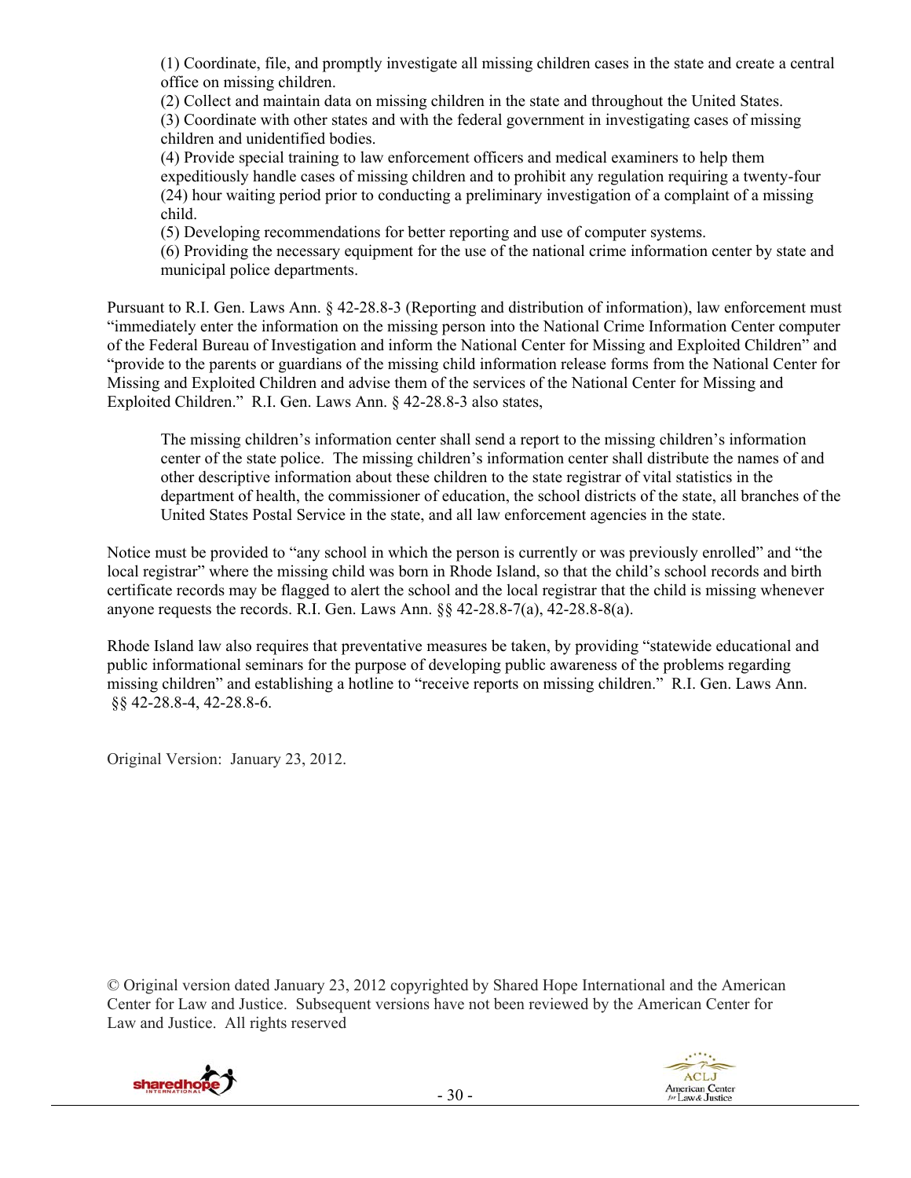(1) Coordinate, file, and promptly investigate all missing children cases in the state and create a central office on missing children.
(2) Collect and maintain data on missing children in the state and throughout the United States.
(3) Coordinate with other states and with the federal government in investigating cases of missing children and unidentified bodies.
(4) Provide special training to law enforcement officers and medical examiners to help them expeditiously handle cases of missing children and to prohibit any regulation requiring a twenty-four (24) hour waiting period prior to conducting a preliminary investigation of a complaint of a missing child.
(5) Developing recommendations for better reporting and use of computer systems.
(6) Providing the necessary equipment for the use of the national crime information center by state and municipal police departments.

Pursuant to R.I. Gen. Laws Ann. § 42-28.8-3 (Reporting and distribution of information), law enforcement must "immediately enter the information on the missing person into the National Crime Information Center computer of the Federal Bureau of Investigation and inform the National Center for Missing and Exploited Children" and "provide to the parents or guardians of the missing child information release forms from the National Center for Missing and Exploited Children and advise them of the services of the National Center for Missing and Exploited Children." R.I. Gen. Laws Ann. § 42-28.8-3 also states,

> The missing children's information center shall send a report to the missing children's information center of the state police. The missing children's information center shall distribute the names of and other descriptive information about these children to the state registrar of vital statistics in the department of health, the commissioner of education, the school districts of the state, all branches of the United States Postal Service in the state, and all law enforcement agencies in the state.

Notice must be provided to "any school in which the person is currently or was previously enrolled" and "the local registrar" where the missing child was born in Rhode Island, so that the child's school records and birth certificate records may be flagged to alert the school and the local registrar that the child is missing whenever anyone requests the records. R.I. Gen. Laws Ann. §§ 42-28.8-7(a), 42-28.8-8(a).

Rhode Island law also requires that preventative measures be taken, by providing "statewide educational and public informational seminars for the purpose of developing public awareness of the problems regarding missing children" and establishing a hotline to "receive reports on missing children." R.I. Gen. Laws Ann. §§ 42-28.8-4, 42-28.8-6.

Original Version: January 23, 2012.

© Original version dated January 23, 2012 copyrighted by Shared Hope International and the American Center for Law and Justice. Subsequent versions have not been reviewed by the American Center for Law and Justice. All rights reserved